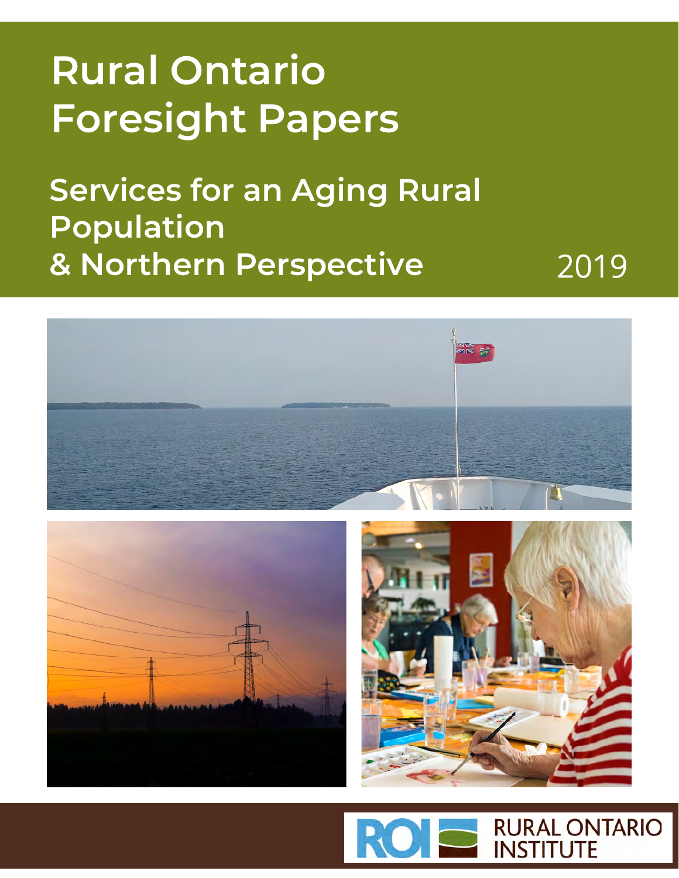# Rural Ontario Foresight Papers

## Services for an Aging Rural Population & Northern Perspective

2019

RURAL ONTARIO INSTITUTE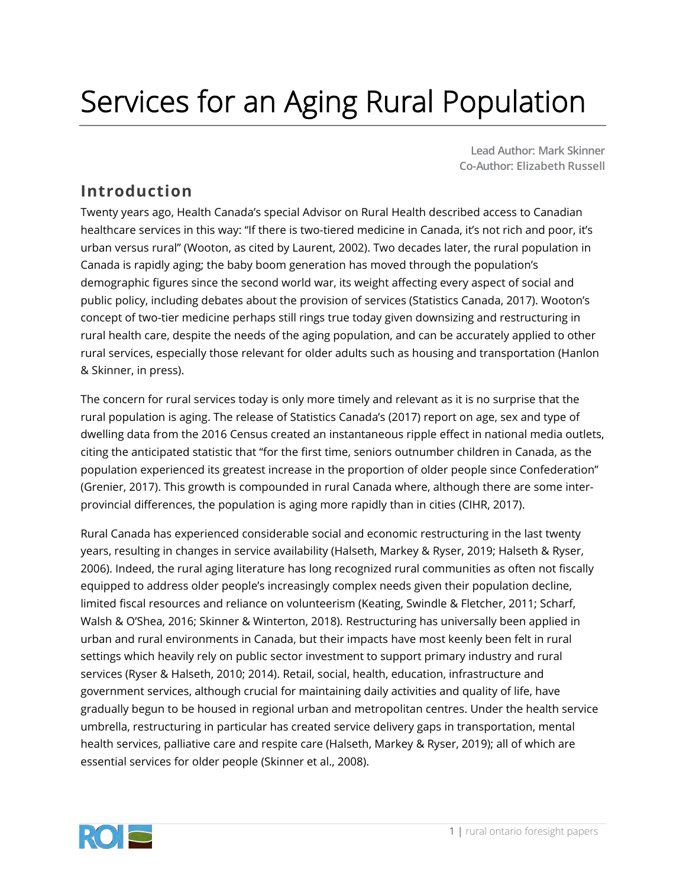# Services for an Aging Rural Population

Lead Author: Mark Skinner
Co-Author: Elizabeth Russell

## Introduction

Twenty years ago, Health Canada's special Advisor on Rural Health described access to Canadian healthcare services in this way: "If there is two-tiered medicine in Canada, it's not rich and poor, it's urban versus rural" (Wooton, as cited by Laurent, 2002). Two decades later, the rural population in Canada is rapidly aging; the baby boom generation has moved through the population's demographic figures since the second world war, its weight affecting every aspect of social and public policy, including debates about the provision of services (Statistics Canada, 2017). Wooton's concept of two-tier medicine perhaps still rings true today given downsizing and restructuring in rural health care, despite the needs of the aging population, and can be accurately applied to other rural services, especially those relevant for older adults such as housing and transportation (Hanlon & Skinner, in press).

The concern for rural services today is only more timely and relevant as it is no surprise that the rural population is aging. The release of Statistics Canada's (2017) report on age, sex and type of dwelling data from the 2016 Census created an instantaneous ripple effect in national media outlets, citing the anticipated statistic that "for the first time, seniors outnumber children in Canada, as the population experienced its greatest increase in the proportion of older people since Confederation" (Grenier, 2017). This growth is compounded in rural Canada where, although there are some inter-provincial differences, the population is aging more rapidly than in cities (CIHR, 2017).

Rural Canada has experienced considerable social and economic restructuring in the last twenty years, resulting in changes in service availability (Halseth, Markey & Ryser, 2019; Halseth & Ryser, 2006). Indeed, the rural aging literature has long recognized rural communities as often not fiscally equipped to address older people's increasingly complex needs given their population decline, limited fiscal resources and reliance on volunteerism (Keating, Swindle & Fletcher, 2011; Scharf, Walsh & O'Shea, 2016; Skinner & Winterton, 2018). Restructuring has universally been applied in urban and rural environments in Canada, but their impacts have most keenly been felt in rural settings which heavily rely on public sector investment to support primary industry and rural services (Ryser & Halseth, 2010; 2014). Retail, social, health, education, infrastructure and government services, although crucial for maintaining daily activities and quality of life, have gradually begun to be housed in regional urban and metropolitan centres. Under the health service umbrella, restructuring in particular has created service delivery gaps in transportation, mental health services, palliative care and respite care (Halseth, Markey & Ryser, 2019); all of which are essential services for older people (Skinner et al., 2008).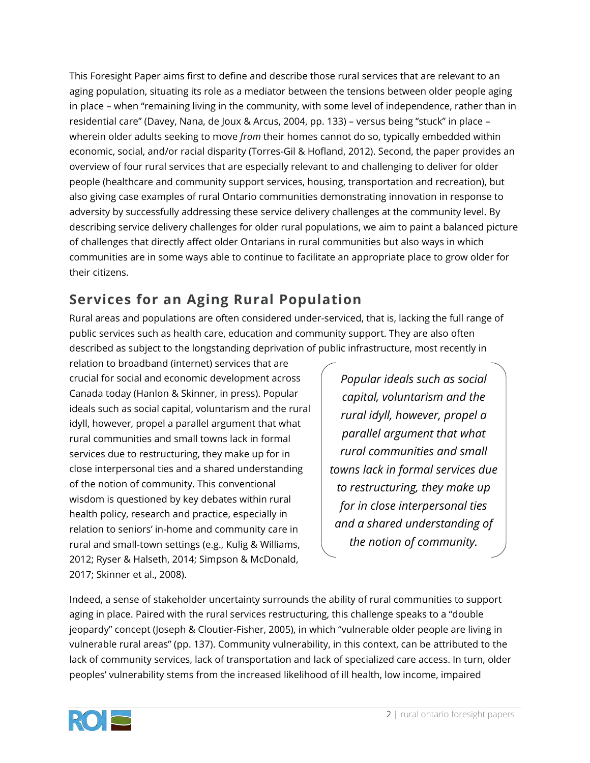This Foresight Paper aims first to define and describe those rural services that are relevant to an aging population, situating its role as a mediator between the tensions between older people aging in place – when "remaining living in the community, with some level of independence, rather than in residential care" (Davey, Nana, de Joux & Arcus, 2004, pp. 133) – versus being "stuck" in place – wherein older adults seeking to move *from* their homes cannot do so, typically embedded within economic, social, and/or racial disparity (Torres-Gil & Hofland, 2012). Second, the paper provides an overview of four rural services that are especially relevant to and challenging to deliver for older people (healthcare and community support services, housing, transportation and recreation), but also giving case examples of rural Ontario communities demonstrating innovation in response to adversity by successfully addressing these service delivery challenges at the community level. By describing service delivery challenges for older rural populations, we aim to paint a balanced picture of challenges that directly affect older Ontarians in rural communities but also ways in which communities are in some ways able to continue to facilitate an appropriate place to grow older for their citizens.

## Services for an Aging Rural Population

Rural areas and populations are often considered under-serviced, that is, lacking the full range of public services such as health care, education and community support. They are also often described as subject to the longstanding deprivation of public infrastructure, most recently in relation to broadband (internet) services that are crucial for social and economic development across Canada today (Hanlon & Skinner, in press). Popular ideals such as social capital, voluntarism and the rural idyll, however, propel a parallel argument that what rural communities and small towns lack in formal services due to restructuring, they make up for in close interpersonal ties and a shared understanding of the notion of community. This conventional wisdom is questioned by key debates within rural health policy, research and practice, especially in relation to seniors' in-home and community care in rural and small-town settings (e.g., Kulig & Williams, 2012; Ryser & Halseth, 2014; Simpson & McDonald, 2017; Skinner et al., 2008).

> *Popular ideals such as social capital, voluntarism and the rural idyll, however, propel a parallel argument that what rural communities and small towns lack in formal services due to restructuring, they make up for in close interpersonal ties and a shared understanding of the notion of community.*

Indeed, a sense of stakeholder uncertainty surrounds the ability of rural communities to support aging in place. Paired with the rural services restructuring, this challenge speaks to a "double jeopardy" concept (Joseph & Cloutier-Fisher, 2005), in which "vulnerable older people are living in vulnerable rural areas" (pp. 137). Community vulnerability, in this context, can be attributed to the lack of community services, lack of transportation and lack of specialized care access. In turn, older peoples' vulnerability stems from the increased likelihood of ill health, low income, impaired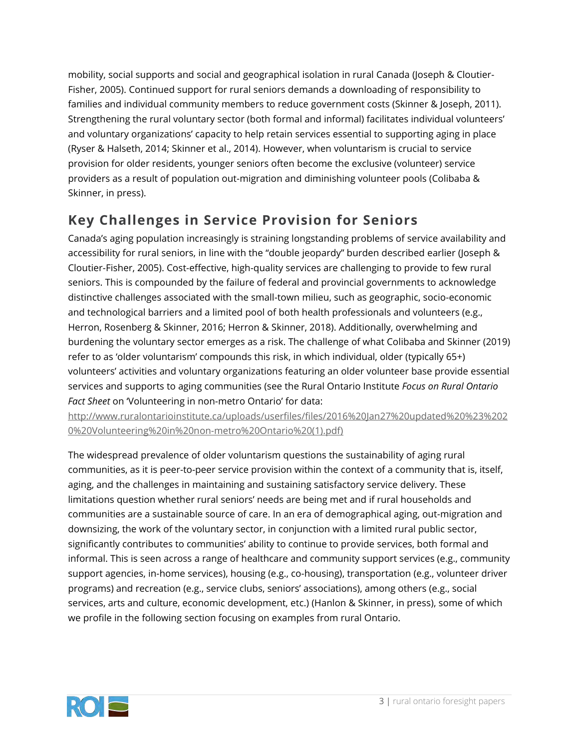mobility, social supports and social and geographical isolation in rural Canada (Joseph & Cloutier-Fisher, 2005). Continued support for rural seniors demands a downloading of responsibility to families and individual community members to reduce government costs (Skinner & Joseph, 2011). Strengthening the rural voluntary sector (both formal and informal) facilitates individual volunteers' and voluntary organizations' capacity to help retain services essential to supporting aging in place (Ryser & Halseth, 2014; Skinner et al., 2014). However, when voluntarism is crucial to service provision for older residents, younger seniors often become the exclusive (volunteer) service providers as a result of population out-migration and diminishing volunteer pools (Colibaba & Skinner, in press).

## Key Challenges in Service Provision for Seniors

Canada's aging population increasingly is straining longstanding problems of service availability and accessibility for rural seniors, in line with the "double jeopardy" burden described earlier (Joseph & Cloutier-Fisher, 2005). Cost-effective, high-quality services are challenging to provide to few rural seniors. This is compounded by the failure of federal and provincial governments to acknowledge distinctive challenges associated with the small-town milieu, such as geographic, socio-economic and technological barriers and a limited pool of both health professionals and volunteers (e.g., Herron, Rosenberg & Skinner, 2016; Herron & Skinner, 2018). Additionally, overwhelming and burdening the voluntary sector emerges as a risk. The challenge of what Colibaba and Skinner (2019) refer to as 'older voluntarism' compounds this risk, in which individual, older (typically 65+) volunteers' activities and voluntary organizations featuring an older volunteer base provide essential services and supports to aging communities (see the Rural Ontario Institute *Focus on Rural Ontario Fact Sheet* on 'Volunteering in non-metro Ontario' for data: http://www.ruralontarioinstitute.ca/uploads/userfiles/files/2016%20Jan27%20updated%20%23%20%20Volunteering%20in%20non-metro%20Ontario%20(1).pdf)

The widespread prevalence of older voluntarism questions the sustainability of aging rural communities, as it is peer-to-peer service provision within the context of a community that is, itself, aging, and the challenges in maintaining and sustaining satisfactory service delivery. These limitations question whether rural seniors' needs are being met and if rural households and communities are a sustainable source of care. In an era of demographical aging, out-migration and downsizing, the work of the voluntary sector, in conjunction with a limited rural public sector, significantly contributes to communities' ability to continue to provide services, both formal and informal. This is seen across a range of healthcare and community support services (e.g., community support agencies, in-home services), housing (e.g., co-housing), transportation (e.g., volunteer driver programs) and recreation (e.g., service clubs, seniors' associations), among others (e.g., social services, arts and culture, economic development, etc.) (Hanlon & Skinner, in press), some of which we profile in the following section focusing on examples from rural Ontario.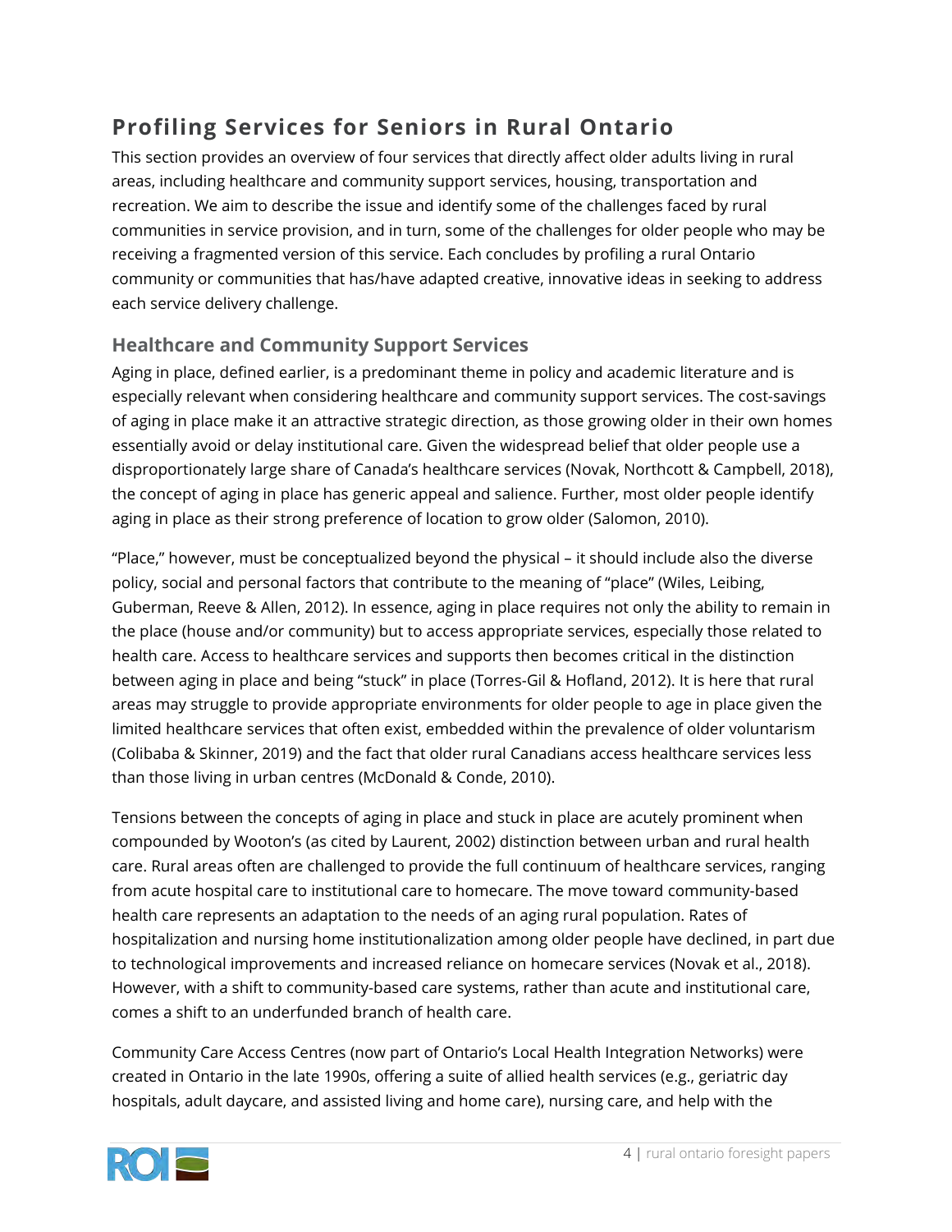## Profiling Services for Seniors in Rural Ontario

This section provides an overview of four services that directly affect older adults living in rural areas, including healthcare and community support services, housing, transportation and recreation. We aim to describe the issue and identify some of the challenges faced by rural communities in service provision, and in turn, some of the challenges for older people who may be receiving a fragmented version of this service. Each concludes by profiling a rural Ontario community or communities that has/have adapted creative, innovative ideas in seeking to address each service delivery challenge.

### Healthcare and Community Support Services

Aging in place, defined earlier, is a predominant theme in policy and academic literature and is especially relevant when considering healthcare and community support services. The cost-savings of aging in place make it an attractive strategic direction, as those growing older in their own homes essentially avoid or delay institutional care. Given the widespread belief that older people use a disproportionately large share of Canada's healthcare services (Novak, Northcott & Campbell, 2018), the concept of aging in place has generic appeal and salience. Further, most older people identify aging in place as their strong preference of location to grow older (Salomon, 2010).

"Place," however, must be conceptualized beyond the physical – it should include also the diverse policy, social and personal factors that contribute to the meaning of "place" (Wiles, Leibing, Guberman, Reeve & Allen, 2012). In essence, aging in place requires not only the ability to remain in the place (house and/or community) but to access appropriate services, especially those related to health care. Access to healthcare services and supports then becomes critical in the distinction between aging in place and being "stuck" in place (Torres-Gil & Hofland, 2012). It is here that rural areas may struggle to provide appropriate environments for older people to age in place given the limited healthcare services that often exist, embedded within the prevalence of older voluntarism (Colibaba & Skinner, 2019) and the fact that older rural Canadians access healthcare services less than those living in urban centres (McDonald & Conde, 2010).

Tensions between the concepts of aging in place and stuck in place are acutely prominent when compounded by Wooton's (as cited by Laurent, 2002) distinction between urban and rural health care. Rural areas often are challenged to provide the full continuum of healthcare services, ranging from acute hospital care to institutional care to homecare. The move toward community-based health care represents an adaptation to the needs of an aging rural population. Rates of hospitalization and nursing home institutionalization among older people have declined, in part due to technological improvements and increased reliance on homecare services (Novak et al., 2018). However, with a shift to community-based care systems, rather than acute and institutional care, comes a shift to an underfunded branch of health care.

Community Care Access Centres (now part of Ontario's Local Health Integration Networks) were created in Ontario in the late 1990s, offering a suite of allied health services (e.g., geriatric day hospitals, adult daycare, and assisted living and home care), nursing care, and help with the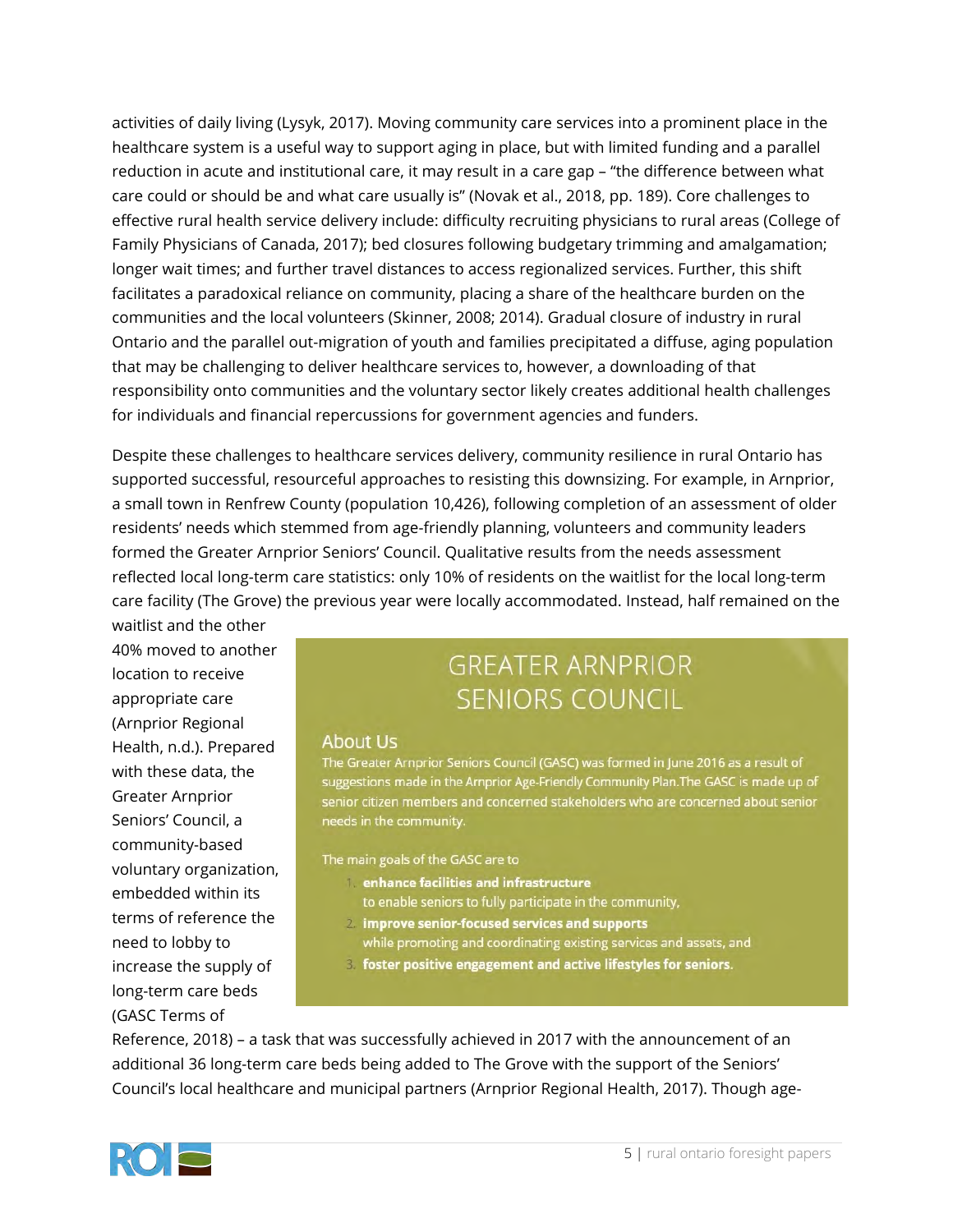activities of daily living (Lysyk, 2017). Moving community care services into a prominent place in the healthcare system is a useful way to support aging in place, but with limited funding and a parallel reduction in acute and institutional care, it may result in a care gap – "the difference between what care could or should be and what care usually is" (Novak et al., 2018, pp. 189). Core challenges to effective rural health service delivery include: difficulty recruiting physicians to rural areas (College of Family Physicians of Canada, 2017); bed closures following budgetary trimming and amalgamation; longer wait times; and further travel distances to access regionalized services. Further, this shift facilitates a paradoxical reliance on community, placing a share of the healthcare burden on the communities and the local volunteers (Skinner, 2008; 2014). Gradual closure of industry in rural Ontario and the parallel out-migration of youth and families precipitated a diffuse, aging population that may be challenging to deliver healthcare services to, however, a downloading of that responsibility onto communities and the voluntary sector likely creates additional health challenges for individuals and financial repercussions for government agencies and funders.

Despite these challenges to healthcare services delivery, community resilience in rural Ontario has supported successful, resourceful approaches to resisting this downsizing. For example, in Arnprior, a small town in Renfrew County (population 10,426), following completion of an assessment of older residents' needs which stemmed from age-friendly planning, volunteers and community leaders formed the Greater Arnprior Seniors' Council. Qualitative results from the needs assessment reflected local long-term care statistics: only 10% of residents on the waitlist for the local long-term care facility (The Grove) the previous year were locally accommodated. Instead, half remained on the waitlist and the other 40% moved to another location to receive appropriate care (Arnprior Regional Health, n.d.). Prepared with these data, the Greater Arnprior Seniors' Council, a community-based voluntary organization, embedded within its terms of reference the need to lobby to increase the supply of long-term care beds (GASC Terms of Reference, 2018) – a task that was successfully achieved in 2017 with the announcement of an additional 36 long-term care beds being added to The Grove with the support of the Seniors' Council's local healthcare and municipal partners (Arnprior Regional Health, 2017). Though age-

> ## GREATER ARNPRIOR SENIORS COUNCIL
>
> ### About Us
>
> The Greater Arnprior Seniors Council (GASC) was formed in June 2016 as a result of suggestions made in the Arnprior Age-Friendly Community Plan.The GASC is made up of senior citizen members and concerned stakeholders who are concerned about senior needs in the community.
>
> The main goals of the GASC are to
>
> 1. **enhance facilities and infrastructure** to enable seniors to fully participate in the community,
> 2. **improve senior-focused services and supports** while promoting and coordinating existing services and assets, and
> 3. **foster positive engagement and active lifestyles for seniors.**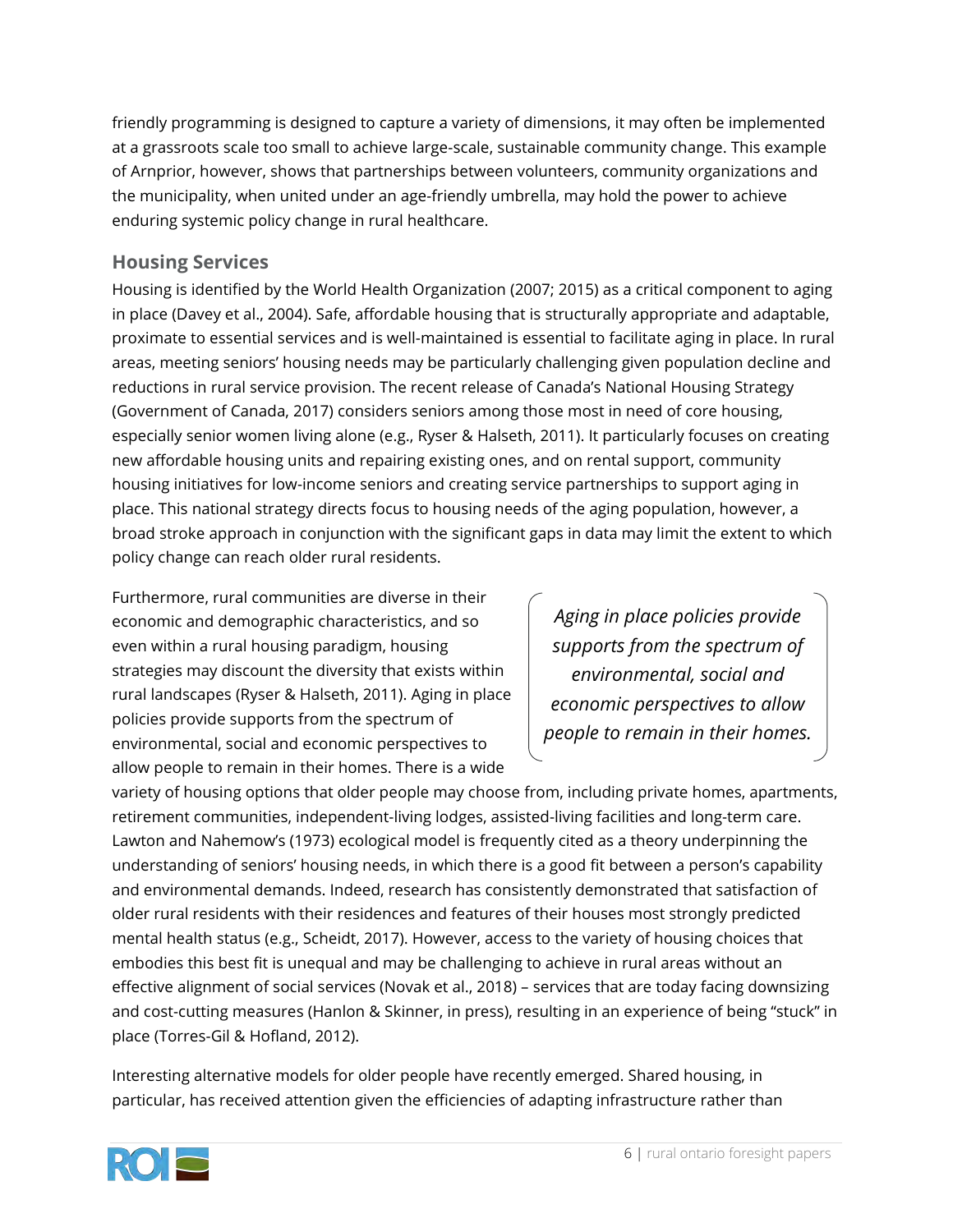friendly programming is designed to capture a variety of dimensions, it may often be implemented at a grassroots scale too small to achieve large-scale, sustainable community change. This example of Arnprior, however, shows that partnerships between volunteers, community organizations and the municipality, when united under an age-friendly umbrella, may hold the power to achieve enduring systemic policy change in rural healthcare.

### Housing Services

Housing is identified by the World Health Organization (2007; 2015) as a critical component to aging in place (Davey et al., 2004). Safe, affordable housing that is structurally appropriate and adaptable, proximate to essential services and is well-maintained is essential to facilitate aging in place. In rural areas, meeting seniors' housing needs may be particularly challenging given population decline and reductions in rural service provision. The recent release of Canada's National Housing Strategy (Government of Canada, 2017) considers seniors among those most in need of core housing, especially senior women living alone (e.g., Ryser & Halseth, 2011). It particularly focuses on creating new affordable housing units and repairing existing ones, and on rental support, community housing initiatives for low-income seniors and creating service partnerships to support aging in place. This national strategy directs focus to housing needs of the aging population, however, a broad stroke approach in conjunction with the significant gaps in data may limit the extent to which policy change can reach older rural residents.

Furthermore, rural communities are diverse in their economic and demographic characteristics, and so even within a rural housing paradigm, housing strategies may discount the diversity that exists within rural landscapes (Ryser & Halseth, 2011). Aging in place policies provide supports from the spectrum of environmental, social and economic perspectives to allow people to remain in their homes. There is a wide variety of housing options that older people may choose from, including private homes, apartments, retirement communities, independent-living lodges, assisted-living facilities and long-term care. Lawton and Nahemow's (1973) ecological model is frequently cited as a theory underpinning the understanding of seniors' housing needs, in which there is a good fit between a person's capability and environmental demands. Indeed, research has consistently demonstrated that satisfaction of older rural residents with their residences and features of their houses most strongly predicted mental health status (e.g., Scheidt, 2017). However, access to the variety of housing choices that embodies this best fit is unequal and may be challenging to achieve in rural areas without an effective alignment of social services (Novak et al., 2018) – services that are today facing downsizing and cost-cutting measures (Hanlon & Skinner, in press), resulting in an experience of being "stuck" in place (Torres-Gil & Hofland, 2012).

> *Aging in place policies provide supports from the spectrum of environmental, social and economic perspectives to allow people to remain in their homes.*

Interesting alternative models for older people have recently emerged. Shared housing, in particular, has received attention given the efficiencies of adapting infrastructure rather than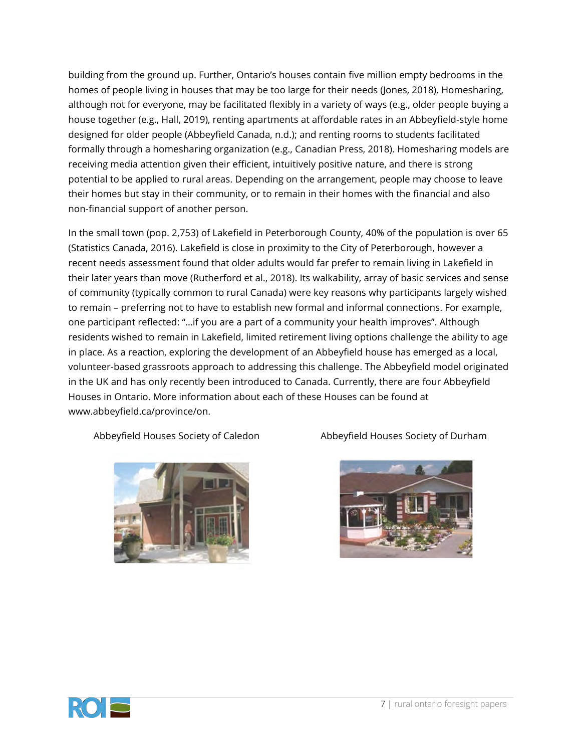building from the ground up. Further, Ontario's houses contain five million empty bedrooms in the homes of people living in houses that may be too large for their needs (Jones, 2018). Homesharing, although not for everyone, may be facilitated flexibly in a variety of ways (e.g., older people buying a house together (e.g., Hall, 2019), renting apartments at affordable rates in an Abbeyfield-style home designed for older people (Abbeyfield Canada, n.d.); and renting rooms to students facilitated formally through a homesharing organization (e.g., Canadian Press, 2018). Homesharing models are receiving media attention given their efficient, intuitively positive nature, and there is strong potential to be applied to rural areas. Depending on the arrangement, people may choose to leave their homes but stay in their community, or to remain in their homes with the financial and also non-financial support of another person.

In the small town (pop. 2,753) of Lakefield in Peterborough County, 40% of the population is over 65 (Statistics Canada, 2016). Lakefield is close in proximity to the City of Peterborough, however a recent needs assessment found that older adults would far prefer to remain living in Lakefield in their later years than move (Rutherford et al., 2018). Its walkability, array of basic services and sense of community (typically common to rural Canada) were key reasons why participants largely wished to remain – preferring not to have to establish new formal and informal connections. For example, one participant reflected: "…if you are a part of a community your health improves". Although residents wished to remain in Lakefield, limited retirement living options challenge the ability to age in place. As a reaction, exploring the development of an Abbeyfield house has emerged as a local, volunteer-based grassroots approach to addressing this challenge. The Abbeyfield model originated in the UK and has only recently been introduced to Canada. Currently, there are four Abbeyfield Houses in Ontario. More information about each of these Houses can be found at www.abbeyfield.ca/province/on.

Abbeyfield Houses Society of Caledon

Abbeyfield Houses Society of Durham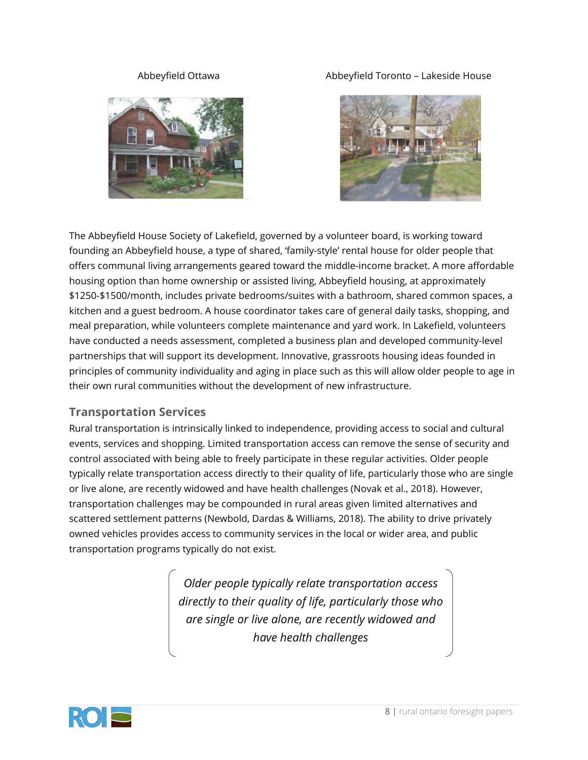Abbeyfield Ottawa

Abbeyfield Toronto – Lakeside House

The Abbeyfield House Society of Lakefield, governed by a volunteer board, is working toward founding an Abbeyfield house, a type of shared, 'family-style' rental house for older people that offers communal living arrangements geared toward the middle-income bracket. A more affordable housing option than home ownership or assisted living, Abbeyfield housing, at approximately $1250-$1500/month, includes private bedrooms/suites with a bathroom, shared common spaces, a kitchen and a guest bedroom. A house coordinator takes care of general daily tasks, shopping, and meal preparation, while volunteers complete maintenance and yard work. In Lakefield, volunteers have conducted a needs assessment, completed a business plan and developed community-level partnerships that will support its development. Innovative, grassroots housing ideas founded in principles of community individuality and aging in place such as this will allow older people to age in their own rural communities without the development of new infrastructure.

## Transportation Services

Rural transportation is intrinsically linked to independence, providing access to social and cultural events, services and shopping. Limited transportation access can remove the sense of security and control associated with being able to freely participate in these regular activities. Older people typically relate transportation access directly to their quality of life, particularly those who are single or live alone, are recently widowed and have health challenges (Novak et al., 2018). However, transportation challenges may be compounded in rural areas given limited alternatives and scattered settlement patterns (Newbold, Dardas & Williams, 2018). The ability to drive privately owned vehicles provides access to community services in the local or wider area, and public transportation programs typically do not exist.

> *Older people typically relate transportation access directly to their quality of life, particularly those who are single or live alone, are recently widowed and have health challenges*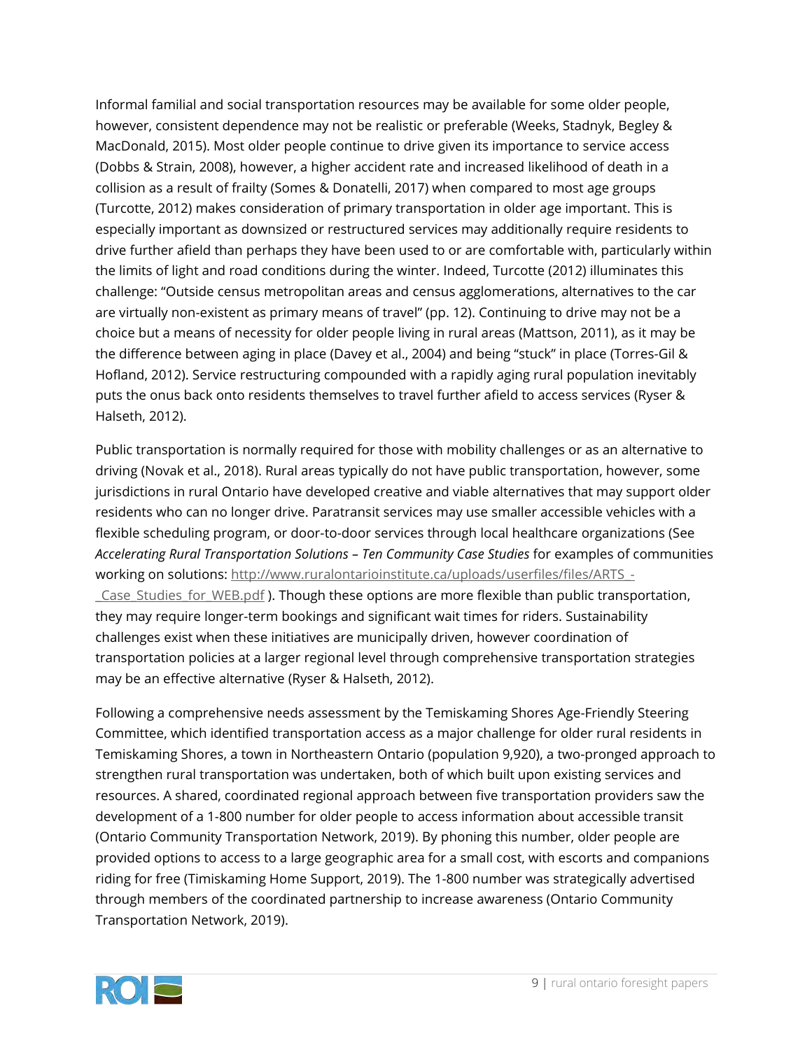Informal familial and social transportation resources may be available for some older people, however, consistent dependence may not be realistic or preferable (Weeks, Stadnyk, Begley & MacDonald, 2015). Most older people continue to drive given its importance to service access (Dobbs & Strain, 2008), however, a higher accident rate and increased likelihood of death in a collision as a result of frailty (Somes & Donatelli, 2017) when compared to most age groups (Turcotte, 2012) makes consideration of primary transportation in older age important. This is especially important as downsized or restructured services may additionally require residents to drive further afield than perhaps they have been used to or are comfortable with, particularly within the limits of light and road conditions during the winter. Indeed, Turcotte (2012) illuminates this challenge: "Outside census metropolitan areas and census agglomerations, alternatives to the car are virtually non-existent as primary means of travel" (pp. 12). Continuing to drive may not be a choice but a means of necessity for older people living in rural areas (Mattson, 2011), as it may be the difference between aging in place (Davey et al., 2004) and being "stuck" in place (Torres-Gil & Hofland, 2012). Service restructuring compounded with a rapidly aging rural population inevitably puts the onus back onto residents themselves to travel further afield to access services (Ryser & Halseth, 2012).

Public transportation is normally required for those with mobility challenges or as an alternative to driving (Novak et al., 2018). Rural areas typically do not have public transportation, however, some jurisdictions in rural Ontario have developed creative and viable alternatives that may support older residents who can no longer drive. Paratransit services may use smaller accessible vehicles with a flexible scheduling program, or door-to-door services through local healthcare organizations (See *Accelerating Rural Transportation Solutions – Ten Community Case Studies* for examples of communities working on solutions: http://www.ruralontarioinstitute.ca/uploads/userfiles/files/ARTS_-_Case_Studies_for_WEB.pdf ). Though these options are more flexible than public transportation, they may require longer-term bookings and significant wait times for riders. Sustainability challenges exist when these initiatives are municipally driven, however coordination of transportation policies at a larger regional level through comprehensive transportation strategies may be an effective alternative (Ryser & Halseth, 2012).

Following a comprehensive needs assessment by the Temiskaming Shores Age-Friendly Steering Committee, which identified transportation access as a major challenge for older rural residents in Temiskaming Shores, a town in Northeastern Ontario (population 9,920), a two-pronged approach to strengthen rural transportation was undertaken, both of which built upon existing services and resources. A shared, coordinated regional approach between five transportation providers saw the development of a 1-800 number for older people to access information about accessible transit (Ontario Community Transportation Network, 2019). By phoning this number, older people are provided options to access to a large geographic area for a small cost, with escorts and companions riding for free (Timiskaming Home Support, 2019). The 1-800 number was strategically advertised through members of the coordinated partnership to increase awareness (Ontario Community Transportation Network, 2019).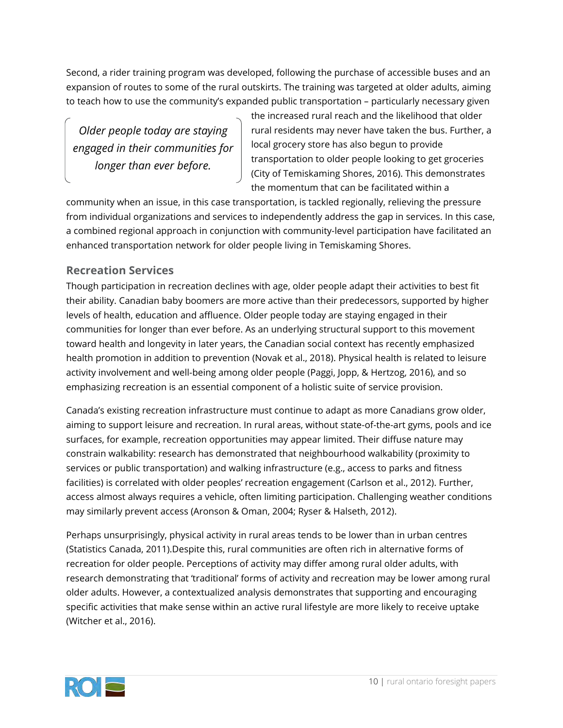Second, a rider training program was developed, following the purchase of accessible buses and an expansion of routes to some of the rural outskirts. The training was targeted at older adults, aiming to teach how to use the community's expanded public transportation – particularly necessary given the increased rural reach and the likelihood that older rural residents may never have taken the bus. Further, a local grocery store has also begun to provide transportation to older people looking to get groceries (City of Temiskaming Shores, 2016). This demonstrates the momentum that can be facilitated within a community when an issue, in this case transportation, is tackled regionally, relieving the pressure from individual organizations and services to independently address the gap in services. In this case, a combined regional approach in conjunction with community-level participation have facilitated an enhanced transportation network for older people living in Temiskaming Shores.

> *Older people today are staying engaged in their communities for longer than ever before.*

## Recreation Services

Though participation in recreation declines with age, older people adapt their activities to best fit their ability. Canadian baby boomers are more active than their predecessors, supported by higher levels of health, education and affluence. Older people today are staying engaged in their communities for longer than ever before. As an underlying structural support to this movement toward health and longevity in later years, the Canadian social context has recently emphasized health promotion in addition to prevention (Novak et al., 2018). Physical health is related to leisure activity involvement and well-being among older people (Paggi, Jopp, & Hertzog, 2016), and so emphasizing recreation is an essential component of a holistic suite of service provision.

Canada's existing recreation infrastructure must continue to adapt as more Canadians grow older, aiming to support leisure and recreation. In rural areas, without state-of-the-art gyms, pools and ice surfaces, for example, recreation opportunities may appear limited. Their diffuse nature may constrain walkability: research has demonstrated that neighbourhood walkability (proximity to services or public transportation) and walking infrastructure (e.g., access to parks and fitness facilities) is correlated with older peoples' recreation engagement (Carlson et al., 2012). Further, access almost always requires a vehicle, often limiting participation. Challenging weather conditions may similarly prevent access (Aronson & Oman, 2004; Ryser & Halseth, 2012).

Perhaps unsurprisingly, physical activity in rural areas tends to be lower than in urban centres (Statistics Canada, 2011).Despite this, rural communities are often rich in alternative forms of recreation for older people. Perceptions of activity may differ among rural older adults, with research demonstrating that 'traditional' forms of activity and recreation may be lower among rural older adults. However, a contextualized analysis demonstrates that supporting and encouraging specific activities that make sense within an active rural lifestyle are more likely to receive uptake (Witcher et al., 2016).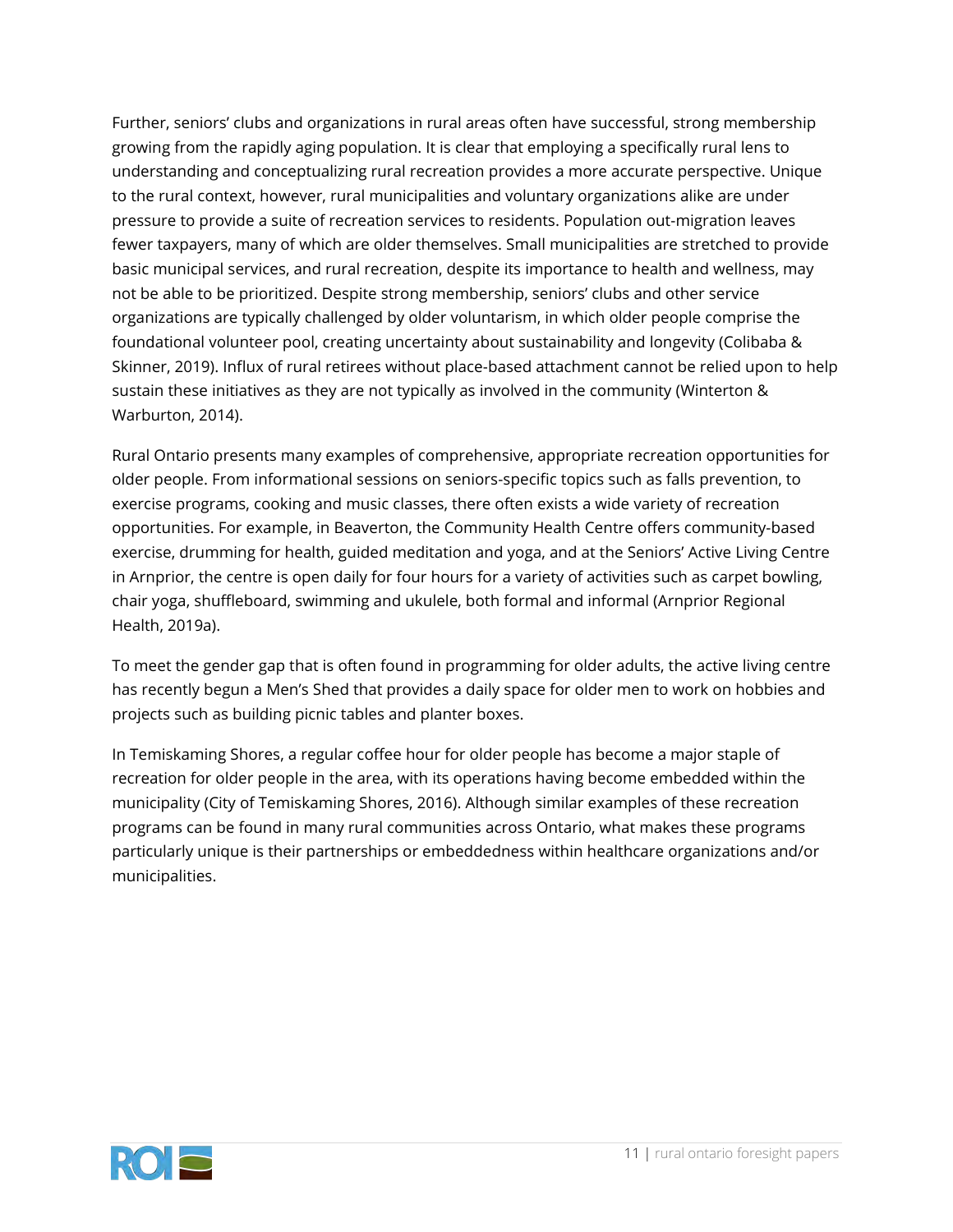Further, seniors' clubs and organizations in rural areas often have successful, strong membership growing from the rapidly aging population. It is clear that employing a specifically rural lens to understanding and conceptualizing rural recreation provides a more accurate perspective. Unique to the rural context, however, rural municipalities and voluntary organizations alike are under pressure to provide a suite of recreation services to residents. Population out-migration leaves fewer taxpayers, many of which are older themselves. Small municipalities are stretched to provide basic municipal services, and rural recreation, despite its importance to health and wellness, may not be able to be prioritized. Despite strong membership, seniors' clubs and other service organizations are typically challenged by older voluntarism, in which older people comprise the foundational volunteer pool, creating uncertainty about sustainability and longevity (Colibaba & Skinner, 2019). Influx of rural retirees without place-based attachment cannot be relied upon to help sustain these initiatives as they are not typically as involved in the community (Winterton & Warburton, 2014).

Rural Ontario presents many examples of comprehensive, appropriate recreation opportunities for older people. From informational sessions on seniors-specific topics such as falls prevention, to exercise programs, cooking and music classes, there often exists a wide variety of recreation opportunities. For example, in Beaverton, the Community Health Centre offers community-based exercise, drumming for health, guided meditation and yoga, and at the Seniors' Active Living Centre in Arnprior, the centre is open daily for four hours for a variety of activities such as carpet bowling, chair yoga, shuffleboard, swimming and ukulele, both formal and informal (Arnprior Regional Health, 2019a).

To meet the gender gap that is often found in programming for older adults, the active living centre has recently begun a Men's Shed that provides a daily space for older men to work on hobbies and projects such as building picnic tables and planter boxes.

In Temiskaming Shores, a regular coffee hour for older people has become a major staple of recreation for older people in the area, with its operations having become embedded within the municipality (City of Temiskaming Shores, 2016). Although similar examples of these recreation programs can be found in many rural communities across Ontario, what makes these programs particularly unique is their partnerships or embeddedness within healthcare organizations and/or municipalities.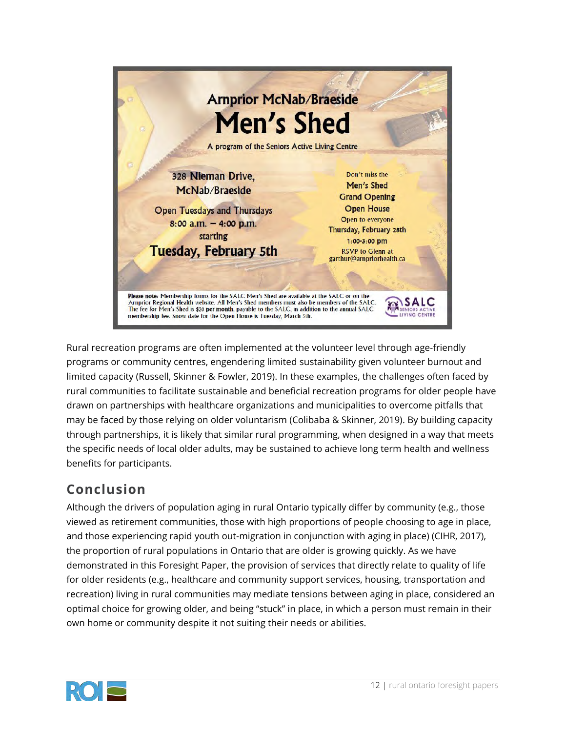Arnprior McNab/Braeside

# Men's Shed

A program of the Seniors Active Living Centre

328 Nieman Drive,
McNab/Braeside

Open Tuesdays and Thursdays
8:00 a.m. – 4:00 p.m.
starting
**Tuesday, February 5th**

Don't miss the
Men's Shed
Grand Opening
Open House
Open to everyone
Thursday, February 28th
1:00-3:00 pm
RSVP to Glenn at
garthur@arnpriorhealth.ca

**Please note:** Membership forms for the SALC Men's Shed are available at the SALC or on the Arnprior Regional Health website. All Men's Shed members must also be members of the SALC. The fee for Men's Shed is $20 **per month**, payable to the SALC, in addition to the annual SALC membership fee. Snow date for the Open House is Tuesday, March 5th.

SALC SENIORS ACTIVE LIVING CENTRE

Rural recreation programs are often implemented at the volunteer level through age-friendly programs or community centres, engendering limited sustainability given volunteer burnout and limited capacity (Russell, Skinner & Fowler, 2019). In these examples, the challenges often faced by rural communities to facilitate sustainable and beneficial recreation programs for older people have drawn on partnerships with healthcare organizations and municipalities to overcome pitfalls that may be faced by those relying on older voluntarism (Colibaba & Skinner, 2019). By building capacity through partnerships, it is likely that similar rural programming, when designed in a way that meets the specific needs of local older adults, may be sustained to achieve long term health and wellness benefits for participants.

## Conclusion

Although the drivers of population aging in rural Ontario typically differ by community (e.g., those viewed as retirement communities, those with high proportions of people choosing to age in place, and those experiencing rapid youth out-migration in conjunction with aging in place) (CIHR, 2017), the proportion of rural populations in Ontario that are older is growing quickly. As we have demonstrated in this Foresight Paper, the provision of services that directly relate to quality of life for older residents (e.g., healthcare and community support services, housing, transportation and recreation) living in rural communities may mediate tensions between aging in place, considered an optimal choice for growing older, and being "stuck" in place, in which a person must remain in their own home or community despite it not suiting their needs or abilities.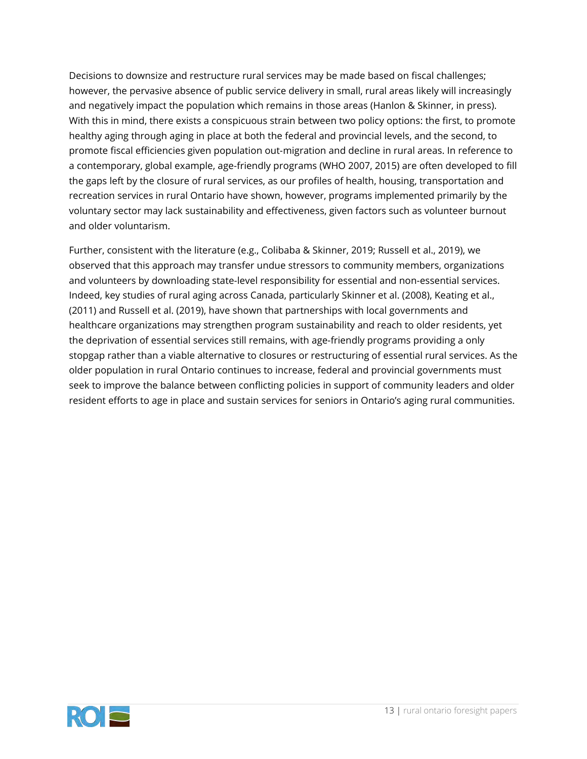Decisions to downsize and restructure rural services may be made based on fiscal challenges; however, the pervasive absence of public service delivery in small, rural areas likely will increasingly and negatively impact the population which remains in those areas (Hanlon & Skinner, in press). With this in mind, there exists a conspicuous strain between two policy options: the first, to promote healthy aging through aging in place at both the federal and provincial levels, and the second, to promote fiscal efficiencies given population out-migration and decline in rural areas. In reference to a contemporary, global example, age-friendly programs (WHO 2007, 2015) are often developed to fill the gaps left by the closure of rural services, as our profiles of health, housing, transportation and recreation services in rural Ontario have shown, however, programs implemented primarily by the voluntary sector may lack sustainability and effectiveness, given factors such as volunteer burnout and older voluntarism.

Further, consistent with the literature (e.g., Colibaba & Skinner, 2019; Russell et al., 2019), we observed that this approach may transfer undue stressors to community members, organizations and volunteers by downloading state-level responsibility for essential and non-essential services. Indeed, key studies of rural aging across Canada, particularly Skinner et al. (2008), Keating et al., (2011) and Russell et al. (2019), have shown that partnerships with local governments and healthcare organizations may strengthen program sustainability and reach to older residents, yet the deprivation of essential services still remains, with age-friendly programs providing a only stopgap rather than a viable alternative to closures or restructuring of essential rural services. As the older population in rural Ontario continues to increase, federal and provincial governments must seek to improve the balance between conflicting policies in support of community leaders and older resident efforts to age in place and sustain services for seniors in Ontario's aging rural communities.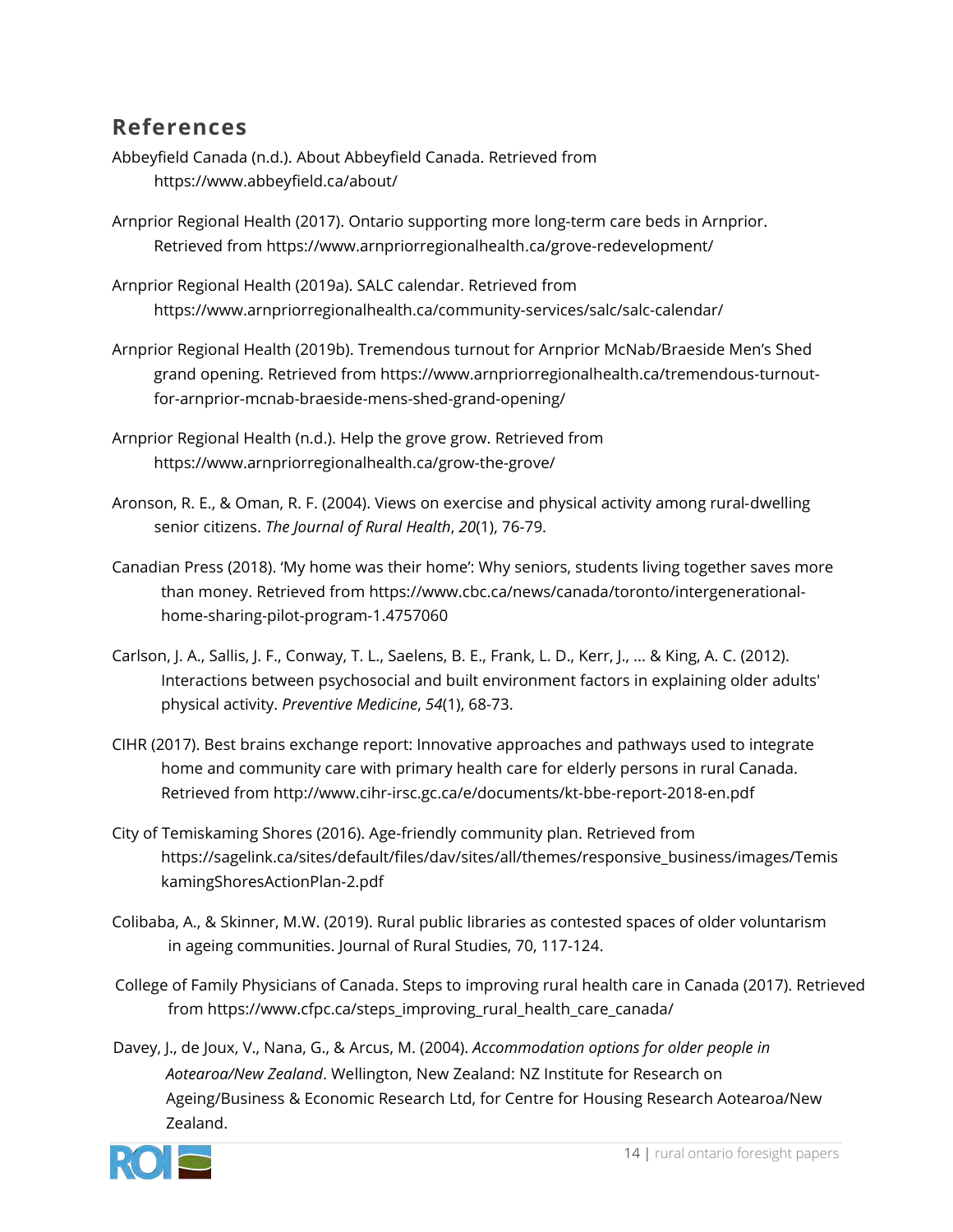## References

Abbeyfield Canada (n.d.). About Abbeyfield Canada. Retrieved from https://www.abbeyfield.ca/about/

Arnprior Regional Health (2017). Ontario supporting more long-term care beds in Arnprior. Retrieved from https://www.arnpriorregionalhealth.ca/grove-redevelopment/

Arnprior Regional Health (2019a). SALC calendar. Retrieved from https://www.arnpriorregionalhealth.ca/community-services/salc/salc-calendar/

Arnprior Regional Health (2019b). Tremendous turnout for Arnprior McNab/Braeside Men's Shed grand opening. Retrieved from https://www.arnpriorregionalhealth.ca/tremendous-turnout-for-arnprior-mcnab-braeside-mens-shed-grand-opening/

Arnprior Regional Health (n.d.). Help the grove grow. Retrieved from https://www.arnpriorregionalhealth.ca/grow-the-grove/

Aronson, R. E., & Oman, R. F. (2004). Views on exercise and physical activity among rural-dwelling senior citizens. *The Journal of Rural Health*, *20*(1), 76-79.

Canadian Press (2018). 'My home was their home': Why seniors, students living together saves more than money. Retrieved from https://www.cbc.ca/news/canada/toronto/intergenerational-home-sharing-pilot-program-1.4757060

Carlson, J. A., Sallis, J. F., Conway, T. L., Saelens, B. E., Frank, L. D., Kerr, J., ... & King, A. C. (2012). Interactions between psychosocial and built environment factors in explaining older adults' physical activity. *Preventive Medicine*, *54*(1), 68-73.

CIHR (2017). Best brains exchange report: Innovative approaches and pathways used to integrate home and community care with primary health care for elderly persons in rural Canada. Retrieved from http://www.cihr-irsc.gc.ca/e/documents/kt-bbe-report-2018-en.pdf

City of Temiskaming Shores (2016). Age-friendly community plan. Retrieved from https://sagelink.ca/sites/default/files/dav/sites/all/themes/responsive_business/images/TemiskamingShoresActionPlan-2.pdf

Colibaba, A., & Skinner, M.W. (2019). Rural public libraries as contested spaces of older voluntarism in ageing communities. Journal of Rural Studies, 70, 117-124.

College of Family Physicians of Canada. Steps to improving rural health care in Canada (2017). Retrieved from https://www.cfpc.ca/steps_improving_rural_health_care_canada/

Davey, J., de Joux, V., Nana, G., & Arcus, M. (2004). *Accommodation options for older people in Aotearoa/New Zealand*. Wellington, New Zealand: NZ Institute for Research on Ageing/Business & Economic Research Ltd, for Centre for Housing Research Aotearoa/New Zealand.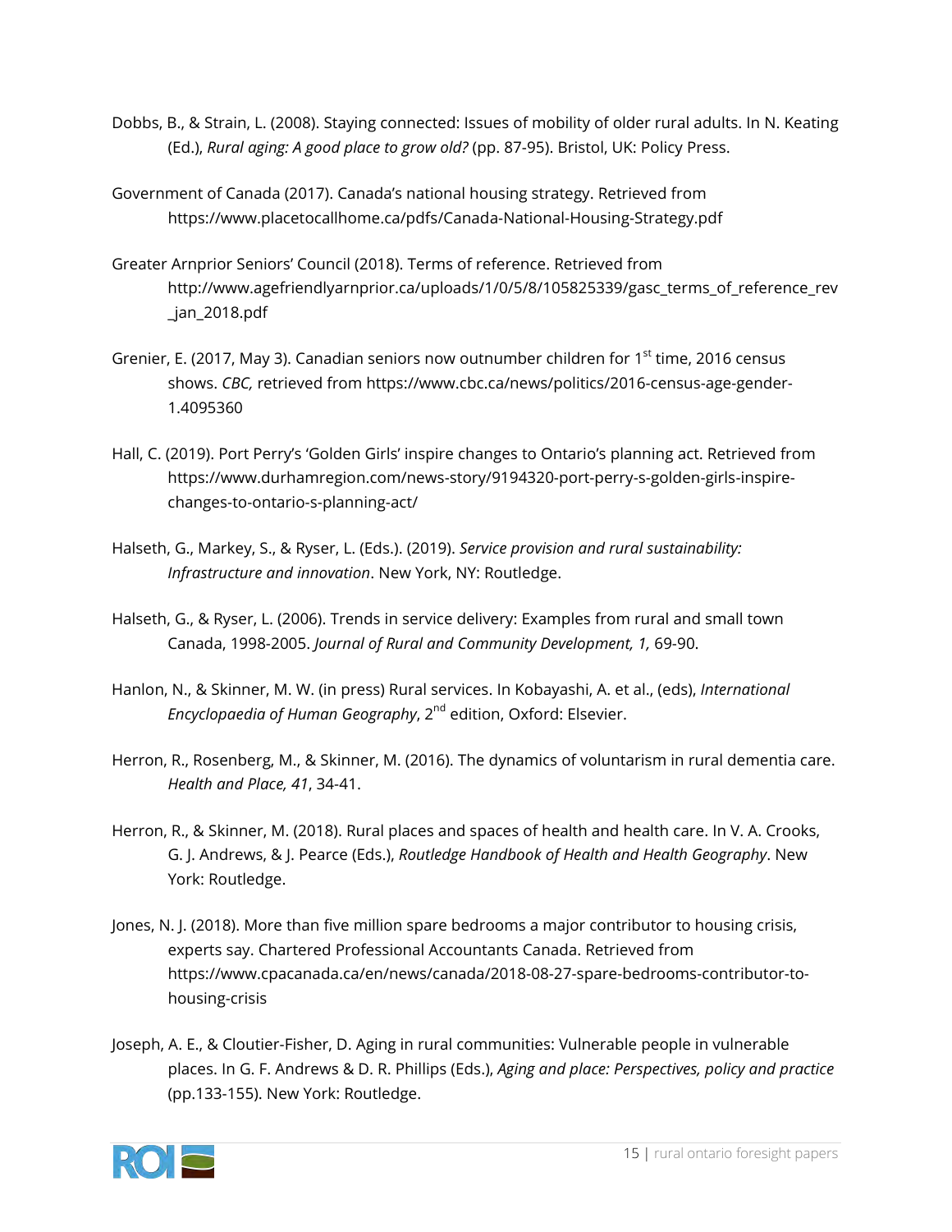Dobbs, B., & Strain, L. (2008). Staying connected: Issues of mobility of older rural adults. In N. Keating (Ed.), *Rural aging: A good place to grow old?* (pp. 87-95). Bristol, UK: Policy Press.

Government of Canada (2017). Canada's national housing strategy. Retrieved from https://www.placetocallhome.ca/pdfs/Canada-National-Housing-Strategy.pdf

Greater Arnprior Seniors' Council (2018). Terms of reference. Retrieved from http://www.agefriendlyarnprior.ca/uploads/1/0/5/8/105825339/gasc_terms_of_reference_rev_jan_2018.pdf

Grenier, E. (2017, May 3). Canadian seniors now outnumber children for 1st time, 2016 census shows. *CBC,* retrieved from https://www.cbc.ca/news/politics/2016-census-age-gender-1.4095360

Hall, C. (2019). Port Perry's 'Golden Girls' inspire changes to Ontario's planning act. Retrieved from https://www.durhamregion.com/news-story/9194320-port-perry-s-golden-girls-inspire-changes-to-ontario-s-planning-act/

Halseth, G., Markey, S., & Ryser, L. (Eds.). (2019). *Service provision and rural sustainability: Infrastructure and innovation*. New York, NY: Routledge.

Halseth, G., & Ryser, L. (2006). Trends in service delivery: Examples from rural and small town Canada, 1998-2005. *Journal of Rural and Community Development, 1,* 69-90.

Hanlon, N., & Skinner, M. W. (in press) Rural services. In Kobayashi, A. et al., (eds), *International Encyclopaedia of Human Geography*, 2nd edition, Oxford: Elsevier.

Herron, R., Rosenberg, M., & Skinner, M. (2016). The dynamics of voluntarism in rural dementia care. *Health and Place, 41*, 34-41.

Herron, R., & Skinner, M. (2018). Rural places and spaces of health and health care. In V. A. Crooks, G. J. Andrews, & J. Pearce (Eds.), *Routledge Handbook of Health and Health Geography*. New York: Routledge.

Jones, N. J. (2018). More than five million spare bedrooms a major contributor to housing crisis, experts say. Chartered Professional Accountants Canada. Retrieved from https://www.cpacanada.ca/en/news/canada/2018-08-27-spare-bedrooms-contributor-to-housing-crisis

Joseph, A. E., & Cloutier-Fisher, D. Aging in rural communities: Vulnerable people in vulnerable places. In G. F. Andrews & D. R. Phillips (Eds.), *Aging and place: Perspectives, policy and practice* (pp.133-155). New York: Routledge.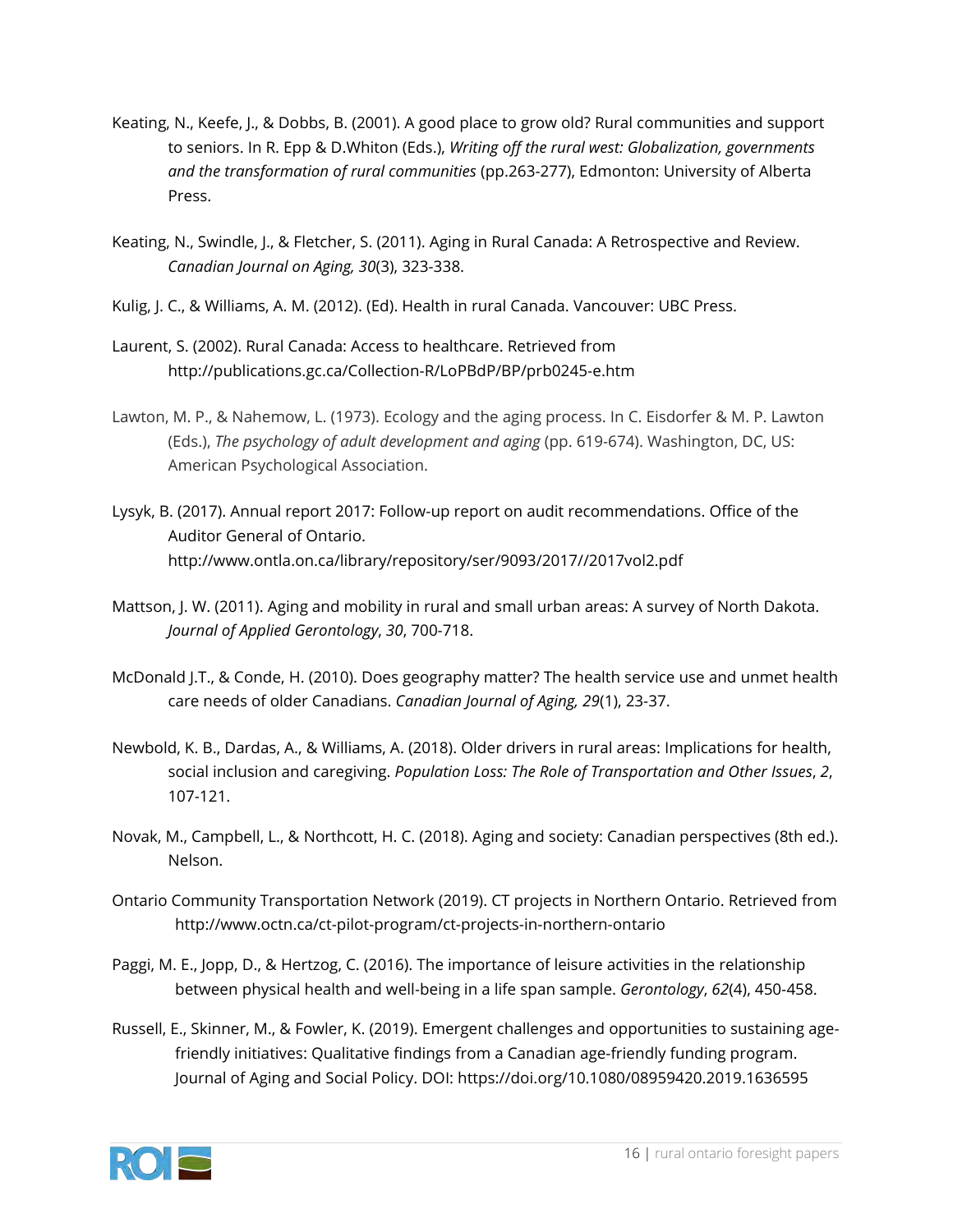Keating, N., Keefe, J., & Dobbs, B. (2001). A good place to grow old? Rural communities and support to seniors. In R. Epp & D.Whiton (Eds.), *Writing off the rural west: Globalization, governments and the transformation of rural communities* (pp.263-277), Edmonton: University of Alberta Press.

Keating, N., Swindle, J., & Fletcher, S. (2011). Aging in Rural Canada: A Retrospective and Review. *Canadian Journal on Aging, 30*(3), 323-338.

Kulig, J. C., & Williams, A. M. (2012). (Ed). Health in rural Canada. Vancouver: UBC Press.

Laurent, S. (2002). Rural Canada: Access to healthcare. Retrieved from http://publications.gc.ca/Collection-R/LoPBdP/BP/prb0245-e.htm

Lawton, M. P., & Nahemow, L. (1973). Ecology and the aging process. In C. Eisdorfer & M. P. Lawton (Eds.), *The psychology of adult development and aging* (pp. 619-674). Washington, DC, US: American Psychological Association.

Lysyk, B. (2017). Annual report 2017: Follow-up report on audit recommendations. Office of the Auditor General of Ontario. http://www.ontla.on.ca/library/repository/ser/9093/2017//2017vol2.pdf

Mattson, J. W. (2011). Aging and mobility in rural and small urban areas: A survey of North Dakota. *Journal of Applied Gerontology*, *30*, 700-718.

McDonald J.T., & Conde, H. (2010). Does geography matter? The health service use and unmet health care needs of older Canadians. *Canadian Journal of Aging, 29*(1), 23-37.

Newbold, K. B., Dardas, A., & Williams, A. (2018). Older drivers in rural areas: Implications for health, social inclusion and caregiving. *Population Loss: The Role of Transportation and Other Issues*, *2*, 107-121.

Novak, M., Campbell, L., & Northcott, H. C. (2018). Aging and society: Canadian perspectives (8th ed.). Nelson.

Ontario Community Transportation Network (2019). CT projects in Northern Ontario. Retrieved from http://www.octn.ca/ct-pilot-program/ct-projects-in-northern-ontario

Paggi, M. E., Jopp, D., & Hertzog, C. (2016). The importance of leisure activities in the relationship between physical health and well-being in a life span sample. *Gerontology*, *62*(4), 450-458.

Russell, E., Skinner, M., & Fowler, K. (2019). Emergent challenges and opportunities to sustaining age-friendly initiatives: Qualitative findings from a Canadian age-friendly funding program. Journal of Aging and Social Policy. DOI: https://doi.org/10.1080/08959420.2019.1636595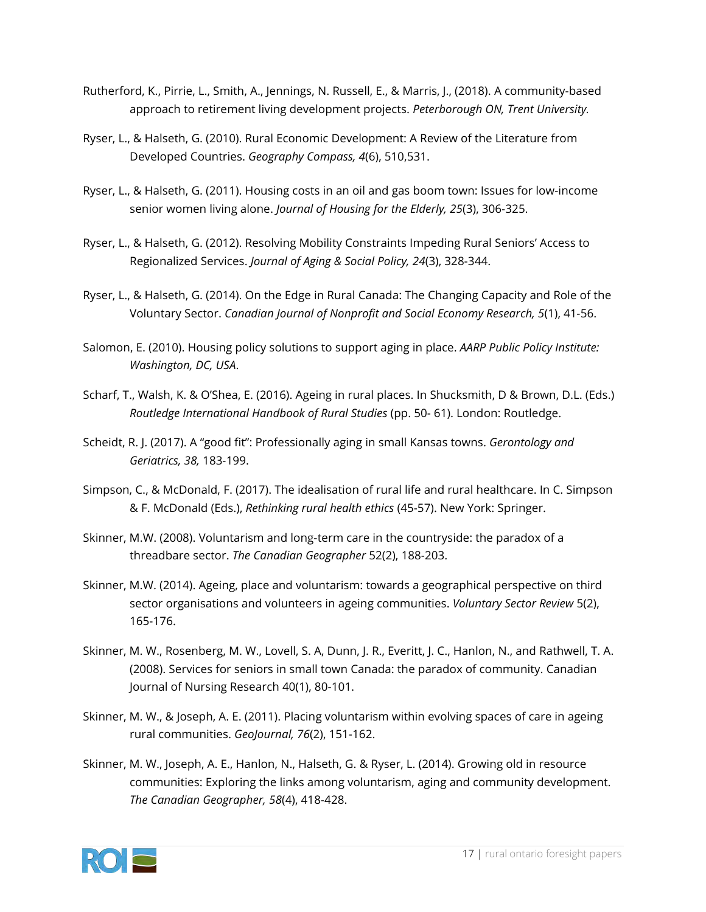Rutherford, K., Pirrie, L., Smith, A., Jennings, N. Russell, E., & Marris, J., (2018). A community-based approach to retirement living development projects. *Peterborough ON, Trent University.*

Ryser, L., & Halseth, G. (2010). Rural Economic Development: A Review of the Literature from Developed Countries. *Geography Compass, 4*(6), 510,531.

Ryser, L., & Halseth, G. (2011). Housing costs in an oil and gas boom town: Issues for low-income senior women living alone. *Journal of Housing for the Elderly, 25*(3), 306-325.

Ryser, L., & Halseth, G. (2012). Resolving Mobility Constraints Impeding Rural Seniors' Access to Regionalized Services. *Journal of Aging & Social Policy, 24*(3), 328-344.

Ryser, L., & Halseth, G. (2014). On the Edge in Rural Canada: The Changing Capacity and Role of the Voluntary Sector. *Canadian Journal of Nonprofit and Social Economy Research, 5*(1), 41-56.

Salomon, E. (2010). Housing policy solutions to support aging in place. *AARP Public Policy Institute: Washington, DC, USA*.

Scharf, T., Walsh, K. & O'Shea, E. (2016). Ageing in rural places. In Shucksmith, D & Brown, D.L. (Eds.) *Routledge International Handbook of Rural Studies* (pp. 50- 61). London: Routledge.

Scheidt, R. J. (2017). A "good fit": Professionally aging in small Kansas towns. *Gerontology and Geriatrics, 38,* 183-199.

Simpson, C., & McDonald, F. (2017). The idealisation of rural life and rural healthcare. In C. Simpson & F. McDonald (Eds.), *Rethinking rural health ethics* (45-57). New York: Springer.

Skinner, M.W. (2008). Voluntarism and long-term care in the countryside: the paradox of a threadbare sector. *The Canadian Geographer* 52(2), 188-203.

Skinner, M.W. (2014). Ageing, place and voluntarism: towards a geographical perspective on third sector organisations and volunteers in ageing communities. *Voluntary Sector Review* 5(2), 165-176.

Skinner, M. W., Rosenberg, M. W., Lovell, S. A, Dunn, J. R., Everitt, J. C., Hanlon, N., and Rathwell, T. A. (2008). Services for seniors in small town Canada: the paradox of community. Canadian Journal of Nursing Research 40(1), 80-101.

Skinner, M. W., & Joseph, A. E. (2011). Placing voluntarism within evolving spaces of care in ageing rural communities. *GeoJournal, 76*(2), 151-162.

Skinner, M. W., Joseph, A. E., Hanlon, N., Halseth, G. & Ryser, L. (2014). Growing old in resource communities: Exploring the links among voluntarism, aging and community development. *The Canadian Geographer, 58*(4), 418-428.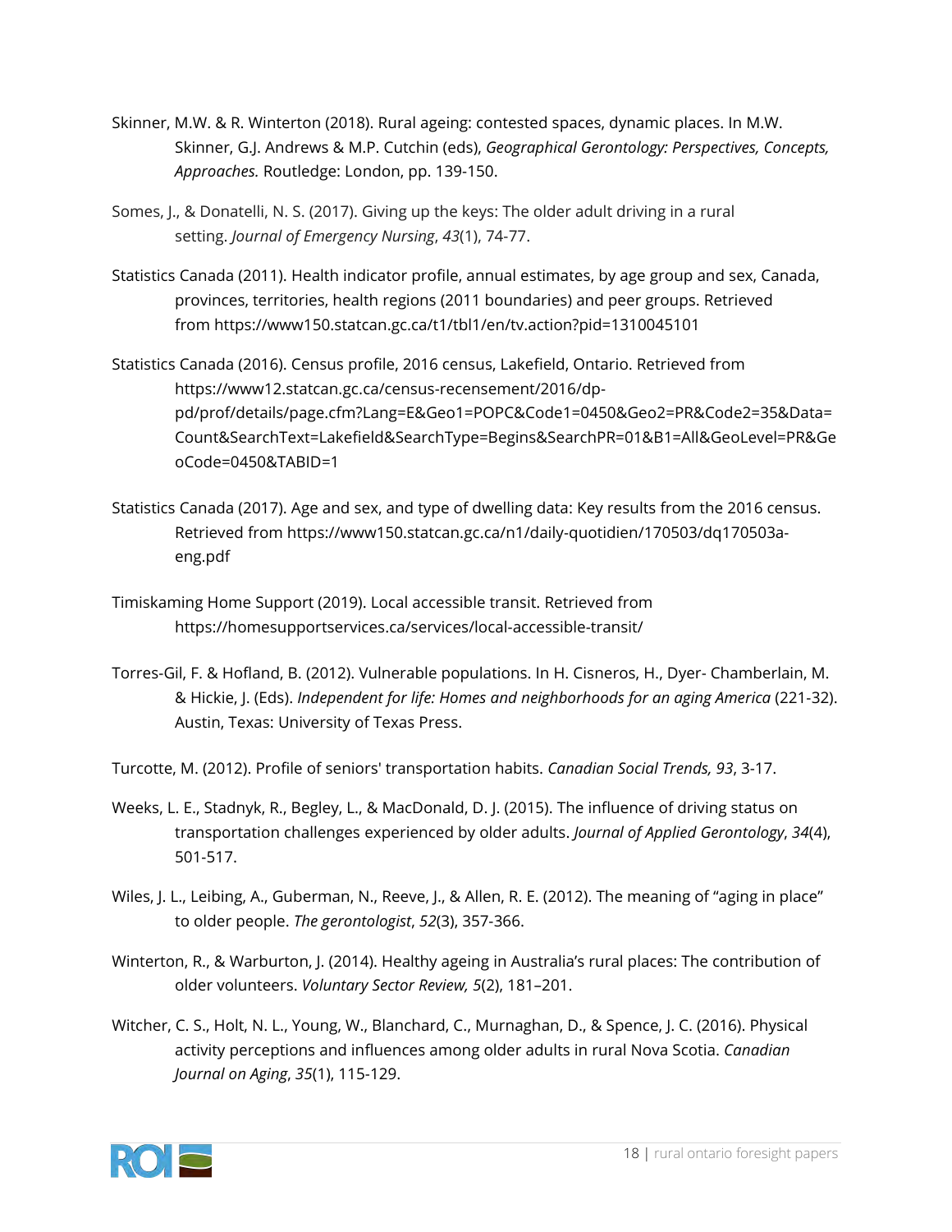Skinner, M.W. & R. Winterton (2018). Rural ageing: contested spaces, dynamic places. In M.W. Skinner, G.J. Andrews & M.P. Cutchin (eds), *Geographical Gerontology: Perspectives, Concepts, Approaches.* Routledge: London, pp. 139-150.

Somes, J., & Donatelli, N. S. (2017). Giving up the keys: The older adult driving in a rural setting. *Journal of Emergency Nursing*, *43*(1), 74-77.

Statistics Canada (2011). Health indicator profile, annual estimates, by age group and sex, Canada, provinces, territories, health regions (2011 boundaries) and peer groups. Retrieved from https://www150.statcan.gc.ca/t1/tbl1/en/tv.action?pid=1310045101

Statistics Canada (2016). Census profile, 2016 census, Lakefield, Ontario. Retrieved from https://www12.statcan.gc.ca/census-recensement/2016/dp-pd/prof/details/page.cfm?Lang=E&Geo1=POPC&Code1=0450&Geo2=PR&Code2=35&Data=Count&SearchText=Lakefield&SearchType=Begins&SearchPR=01&B1=All&GeoLevel=PR&GeoCode=0450&TABID=1

Statistics Canada (2017). Age and sex, and type of dwelling data: Key results from the 2016 census. Retrieved from https://www150.statcan.gc.ca/n1/daily-quotidien/170503/dq170503a-eng.pdf

Timiskaming Home Support (2019). Local accessible transit. Retrieved from https://homesupportservices.ca/services/local-accessible-transit/

Torres-Gil, F. & Hofland, B. (2012). Vulnerable populations. In H. Cisneros, H., Dyer- Chamberlain, M. & Hickie, J. (Eds). *Independent for life: Homes and neighborhoods for an aging America* (221-32). Austin, Texas: University of Texas Press.

Turcotte, M. (2012). Profile of seniors' transportation habits. *Canadian Social Trends, 93*, 3-17.

Weeks, L. E., Stadnyk, R., Begley, L., & MacDonald, D. J. (2015). The influence of driving status on transportation challenges experienced by older adults. *Journal of Applied Gerontology*, *34*(4), 501-517.

Wiles, J. L., Leibing, A., Guberman, N., Reeve, J., & Allen, R. E. (2012). The meaning of "aging in place" to older people. *The gerontologist*, *52*(3), 357-366.

Winterton, R., & Warburton, J. (2014). Healthy ageing in Australia's rural places: The contribution of older volunteers. *Voluntary Sector Review, 5*(2), 181–201.

Witcher, C. S., Holt, N. L., Young, W., Blanchard, C., Murnaghan, D., & Spence, J. C. (2016). Physical activity perceptions and influences among older adults in rural Nova Scotia. *Canadian Journal on Aging*, *35*(1), 115-129.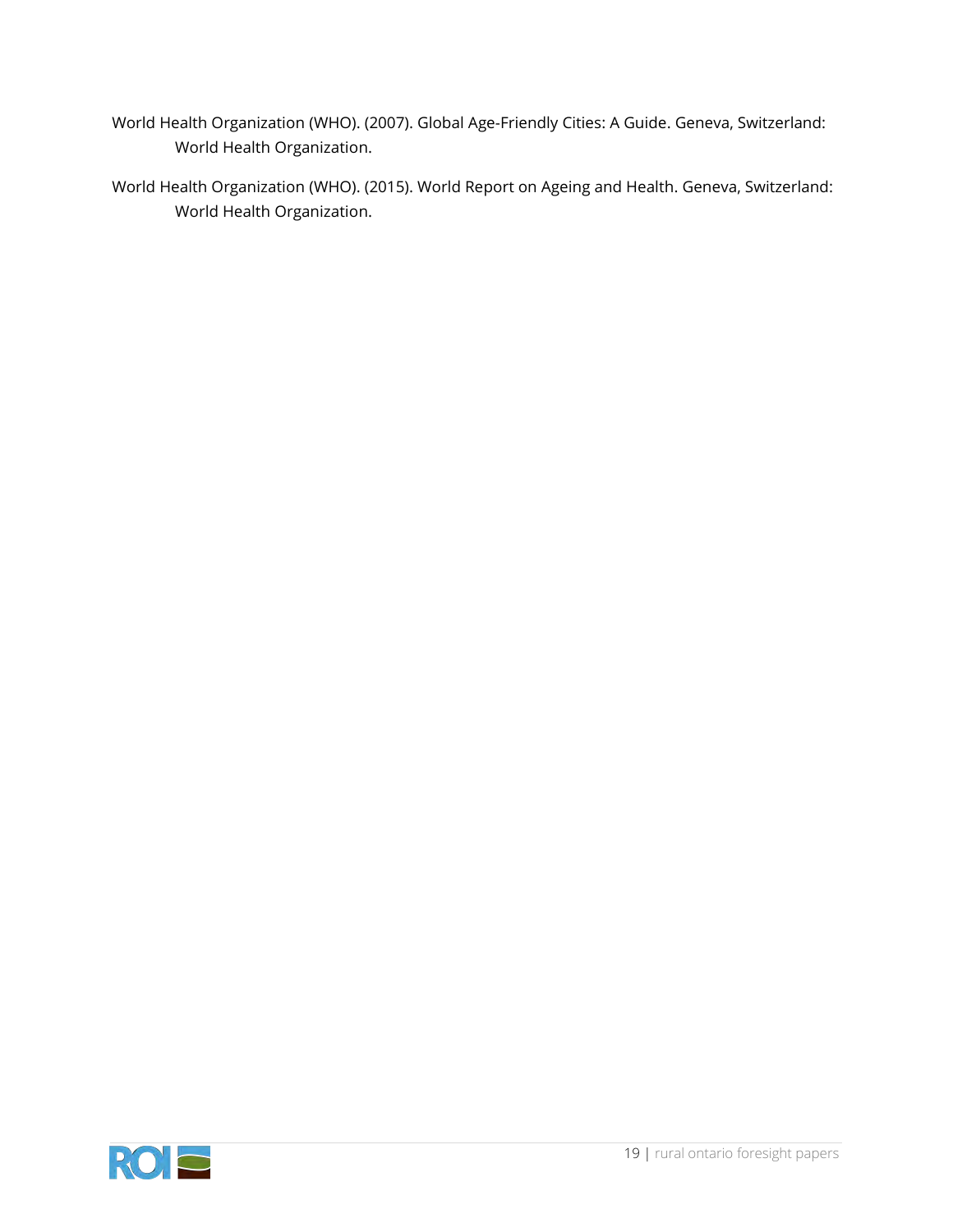World Health Organization (WHO). (2007). Global Age-Friendly Cities: A Guide. Geneva, Switzerland: World Health Organization.

World Health Organization (WHO). (2015). World Report on Ageing and Health. Geneva, Switzerland: World Health Organization.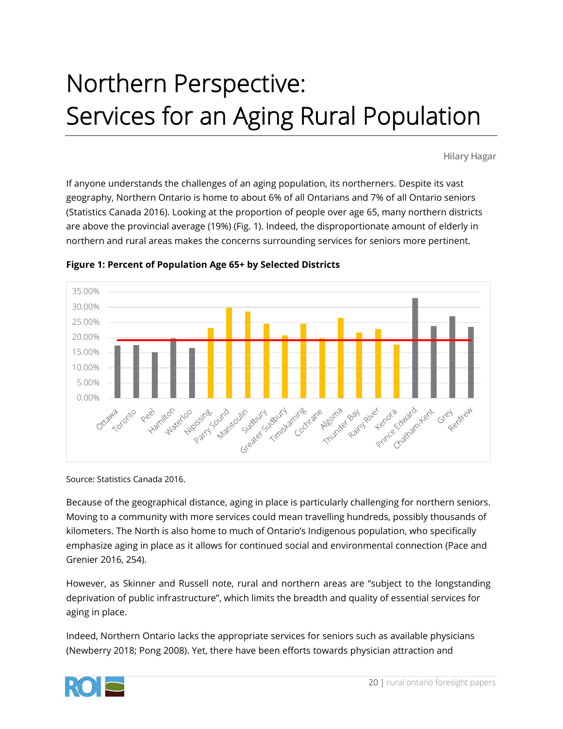# Northern Perspective: Services for an Aging Rural Population

**Hilary Hagar**

If anyone understands the challenges of an aging population, its northerners. Despite its vast geography, Northern Ontario is home to about 6% of all Ontarians and 7% of all Ontario seniors (Statistics Canada 2016). Looking at the proportion of people over age 65, many northern districts are above the provincial average (19%) (Fig. 1). Indeed, the disproportionate amount of elderly in northern and rural areas makes the concerns surrounding services for seniors more pertinent.

**Figure 1: Percent of Population Age 65+ by Selected Districts**

Source: Statistics Canada 2016.

Because of the geographical distance, aging in place is particularly challenging for northern seniors. Moving to a community with more services could mean travelling hundreds, possibly thousands of kilometers. The North is also home to much of Ontario's Indigenous population, who specifically emphasize aging in place as it allows for continued social and environmental connection (Pace and Grenier 2016, 254).

However, as Skinner and Russell note, rural and northern areas are "subject to the longstanding deprivation of public infrastructure", which limits the breadth and quality of essential services for aging in place.

Indeed, Northern Ontario lacks the appropriate services for seniors such as available physicians (Newberry 2018; Pong 2008). Yet, there have been efforts towards physician attraction and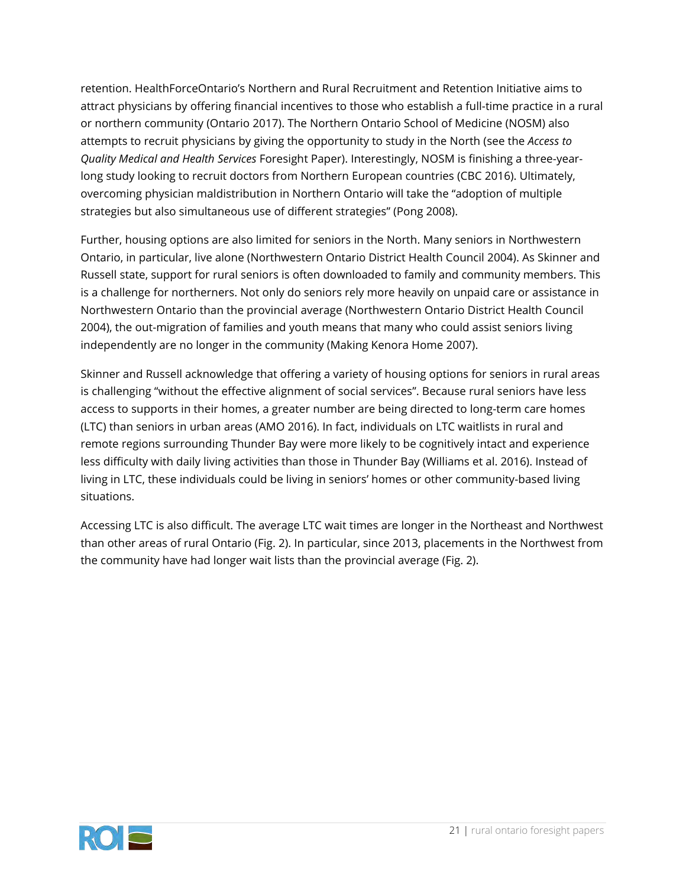retention. HealthForceOntario's Northern and Rural Recruitment and Retention Initiative aims to attract physicians by offering financial incentives to those who establish a full-time practice in a rural or northern community (Ontario 2017). The Northern Ontario School of Medicine (NOSM) also attempts to recruit physicians by giving the opportunity to study in the North (see the *Access to Quality Medical and Health Services* Foresight Paper). Interestingly, NOSM is finishing a three-year-long study looking to recruit doctors from Northern European countries (CBC 2016). Ultimately, overcoming physician maldistribution in Northern Ontario will take the "adoption of multiple strategies but also simultaneous use of different strategies" (Pong 2008).

Further, housing options are also limited for seniors in the North. Many seniors in Northwestern Ontario, in particular, live alone (Northwestern Ontario District Health Council 2004). As Skinner and Russell state, support for rural seniors is often downloaded to family and community members. This is a challenge for northerners. Not only do seniors rely more heavily on unpaid care or assistance in Northwestern Ontario than the provincial average (Northwestern Ontario District Health Council 2004), the out-migration of families and youth means that many who could assist seniors living independently are no longer in the community (Making Kenora Home 2007).

Skinner and Russell acknowledge that offering a variety of housing options for seniors in rural areas is challenging "without the effective alignment of social services". Because rural seniors have less access to supports in their homes, a greater number are being directed to long-term care homes (LTC) than seniors in urban areas (AMO 2016). In fact, individuals on LTC waitlists in rural and remote regions surrounding Thunder Bay were more likely to be cognitively intact and experience less difficulty with daily living activities than those in Thunder Bay (Williams et al. 2016). Instead of living in LTC, these individuals could be living in seniors' homes or other community-based living situations.

Accessing LTC is also difficult. The average LTC wait times are longer in the Northeast and Northwest than other areas of rural Ontario (Fig. 2). In particular, since 2013, placements in the Northwest from the community have had longer wait lists than the provincial average (Fig. 2).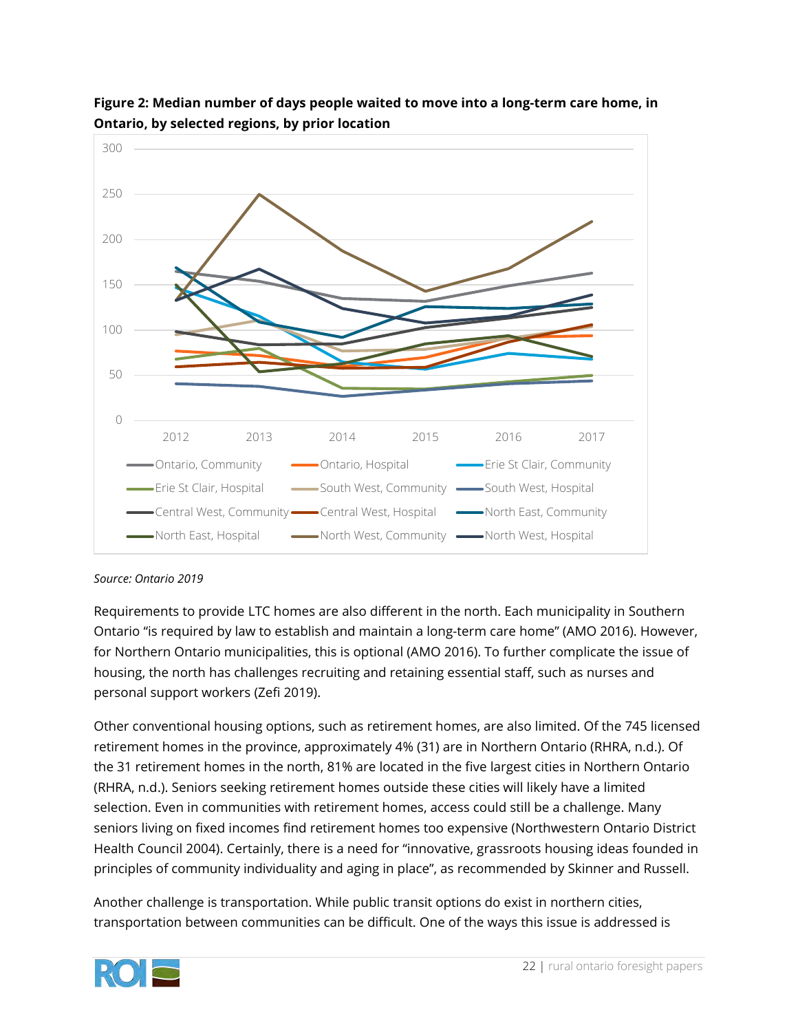**Figure 2: Median number of days people waited to move into a long-term care home, in Ontario, by selected regions, by prior location**

*Source: Ontario 2019*

Requirements to provide LTC homes are also different in the north. Each municipality in Southern Ontario "is required by law to establish and maintain a long-term care home" (AMO 2016). However, for Northern Ontario municipalities, this is optional (AMO 2016). To further complicate the issue of housing, the north has challenges recruiting and retaining essential staff, such as nurses and personal support workers (Zefi 2019).

Other conventional housing options, such as retirement homes, are also limited. Of the 745 licensed retirement homes in the province, approximately 4% (31) are in Northern Ontario (RHRA, n.d.). Of the 31 retirement homes in the north, 81% are located in the five largest cities in Northern Ontario (RHRA, n.d.). Seniors seeking retirement homes outside these cities will likely have a limited selection. Even in communities with retirement homes, access could still be a challenge. Many seniors living on fixed incomes find retirement homes too expensive (Northwestern Ontario District Health Council 2004). Certainly, there is a need for "innovative, grassroots housing ideas founded in principles of community individuality and aging in place", as recommended by Skinner and Russell.

Another challenge is transportation. While public transit options do exist in northern cities, transportation between communities can be difficult. One of the ways this issue is addressed is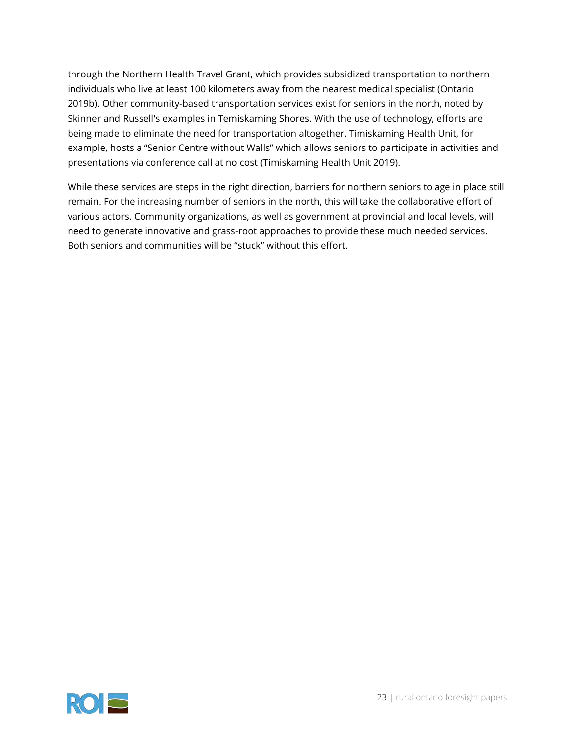through the Northern Health Travel Grant, which provides subsidized transportation to northern individuals who live at least 100 kilometers away from the nearest medical specialist (Ontario 2019b). Other community-based transportation services exist for seniors in the north, noted by Skinner and Russell's examples in Temiskaming Shores. With the use of technology, efforts are being made to eliminate the need for transportation altogether. Timiskaming Health Unit, for example, hosts a "Senior Centre without Walls" which allows seniors to participate in activities and presentations via conference call at no cost (Timiskaming Health Unit 2019).

While these services are steps in the right direction, barriers for northern seniors to age in place still remain. For the increasing number of seniors in the north, this will take the collaborative effort of various actors. Community organizations, as well as government at provincial and local levels, will need to generate innovative and grass-root approaches to provide these much needed services. Both seniors and communities will be "stuck" without this effort.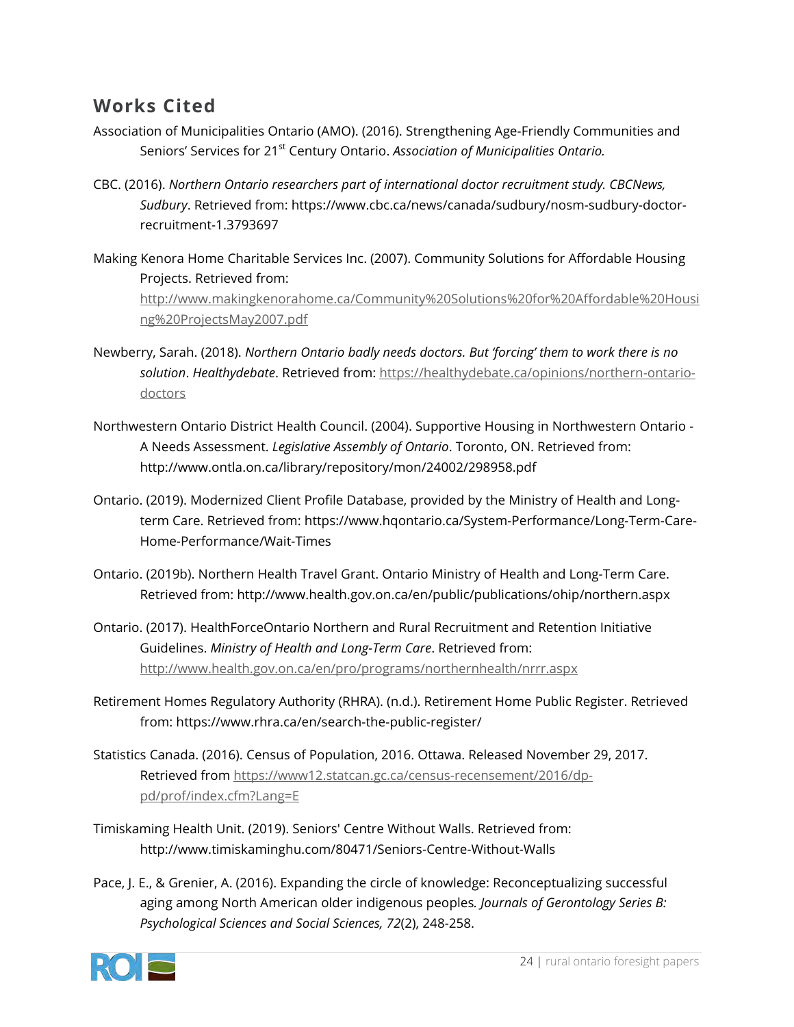## Works Cited

Association of Municipalities Ontario (AMO). (2016). Strengthening Age-Friendly Communities and Seniors' Services for 21st Century Ontario. *Association of Municipalities Ontario.*

CBC. (2016). *Northern Ontario researchers part of international doctor recruitment study. CBCNews, Sudbury*. Retrieved from: https://www.cbc.ca/news/canada/sudbury/nosm-sudbury-doctor-recruitment-1.3793697

Making Kenora Home Charitable Services Inc. (2007). Community Solutions for Affordable Housing Projects. Retrieved from: http://www.makingkenorahome.ca/Community%20Solutions%20for%20Affordable%20Housing%20ProjectsMay2007.pdf

Newberry, Sarah. (2018). *Northern Ontario badly needs doctors. But 'forcing' them to work there is no solution*. *Healthydebate*. Retrieved from: https://healthydebate.ca/opinions/northern-ontario-doctors

Northwestern Ontario District Health Council. (2004). Supportive Housing in Northwestern Ontario - A Needs Assessment. *Legislative Assembly of Ontario*. Toronto, ON. Retrieved from: http://www.ontla.on.ca/library/repository/mon/24002/298958.pdf

Ontario. (2019). Modernized Client Profile Database, provided by the Ministry of Health and Long-term Care. Retrieved from: https://www.hqontario.ca/System-Performance/Long-Term-Care-Home-Performance/Wait-Times

Ontario. (2019b). Northern Health Travel Grant. Ontario Ministry of Health and Long-Term Care. Retrieved from: http://www.health.gov.on.ca/en/public/publications/ohip/northern.aspx

Ontario. (2017). HealthForceOntario Northern and Rural Recruitment and Retention Initiative Guidelines. *Ministry of Health and Long-Term Care*. Retrieved from: http://www.health.gov.on.ca/en/pro/programs/northernhealth/nrrr.aspx

Retirement Homes Regulatory Authority (RHRA). (n.d.). Retirement Home Public Register. Retrieved from: https://www.rhra.ca/en/search-the-public-register/

Statistics Canada. (2016). Census of Population, 2016. Ottawa. Released November 29, 2017. Retrieved from https://www12.statcan.gc.ca/census-recensement/2016/dp-pd/prof/index.cfm?Lang=E

Timiskaming Health Unit. (2019). Seniors' Centre Without Walls. Retrieved from: http://www.timiskaminghu.com/80471/Seniors-Centre-Without-Walls

Pace, J. E., & Grenier, A. (2016). Expanding the circle of knowledge: Reconceptualizing successful aging among North American older indigenous peoples*. Journals of Gerontology Series B: Psychological Sciences and Social Sciences, 72*(2), 248-258.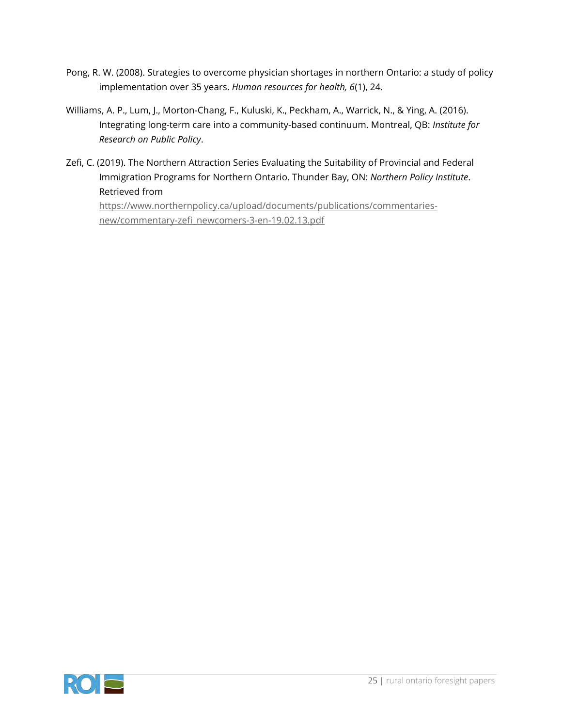Pong, R. W. (2008). Strategies to overcome physician shortages in northern Ontario: a study of policy implementation over 35 years. *Human resources for health, 6*(1), 24.

Williams, A. P., Lum, J., Morton-Chang, F., Kuluski, K., Peckham, A., Warrick, N., & Ying, A. (2016). Integrating long-term care into a community-based continuum. Montreal, QB: *Institute for Research on Public Policy*.

Zefi, C. (2019). The Northern Attraction Series Evaluating the Suitability of Provincial and Federal Immigration Programs for Northern Ontario. Thunder Bay, ON: *Northern Policy Institute*. Retrieved from https://www.northernpolicy.ca/upload/documents/publications/commentaries-new/commentary-zefi_newcomers-3-en-19.02.13.pdf